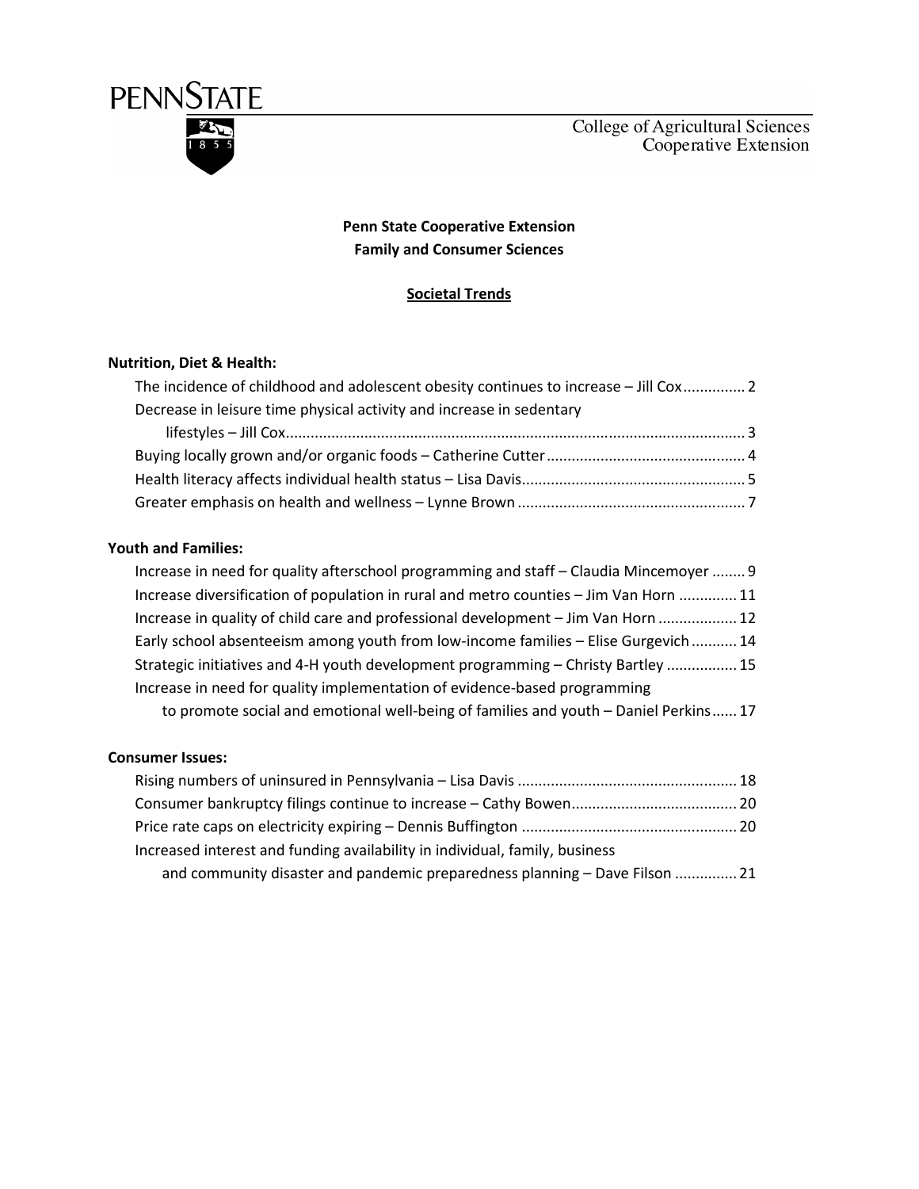PENNSTATE

1 8 5 5

College of Agricultural Sciences
Cooperative Extension

**Penn State Cooperative Extension**
**Family and Consumer Sciences**

**Societal Trends**

**Nutrition, Diet & Health:**

- The incidence of childhood and adolescent obesity continues to increase – Jill Cox .............. 2
- Decrease in leisure time physical activity and increase in sedentary lifestyles – Jill Cox .............. 3
- Buying locally grown and/or organic foods – Catherine Cutter .............. 4
- Health literacy affects individual health status – Lisa Davis .............. 5
- Greater emphasis on health and wellness – Lynne Brown .............. 7

**Youth and Families:**

- Increase in need for quality afterschool programming and staff – Claudia Mincemoyer .............. 9
- Increase diversification of population in rural and metro counties – Jim Van Horn .............. 11
- Increase in quality of child care and professional development – Jim Van Horn .............. 12
- Early school absenteeism among youth from low-income families – Elise Gurgevich .............. 14
- Strategic initiatives and 4-H youth development programming – Christy Bartley .............. 15
- Increase in need for quality implementation of evidence-based programming to promote social and emotional well-being of families and youth – Daniel Perkins .............. 17

**Consumer Issues:**

- Rising numbers of uninsured in Pennsylvania – Lisa Davis .............. 18
- Consumer bankruptcy filings continue to increase – Cathy Bowen .............. 20
- Price rate caps on electricity expiring – Dennis Buffington .............. 20
- Increased interest and funding availability in individual, family, business and community disaster and pandemic preparedness planning – Dave Filson .............. 21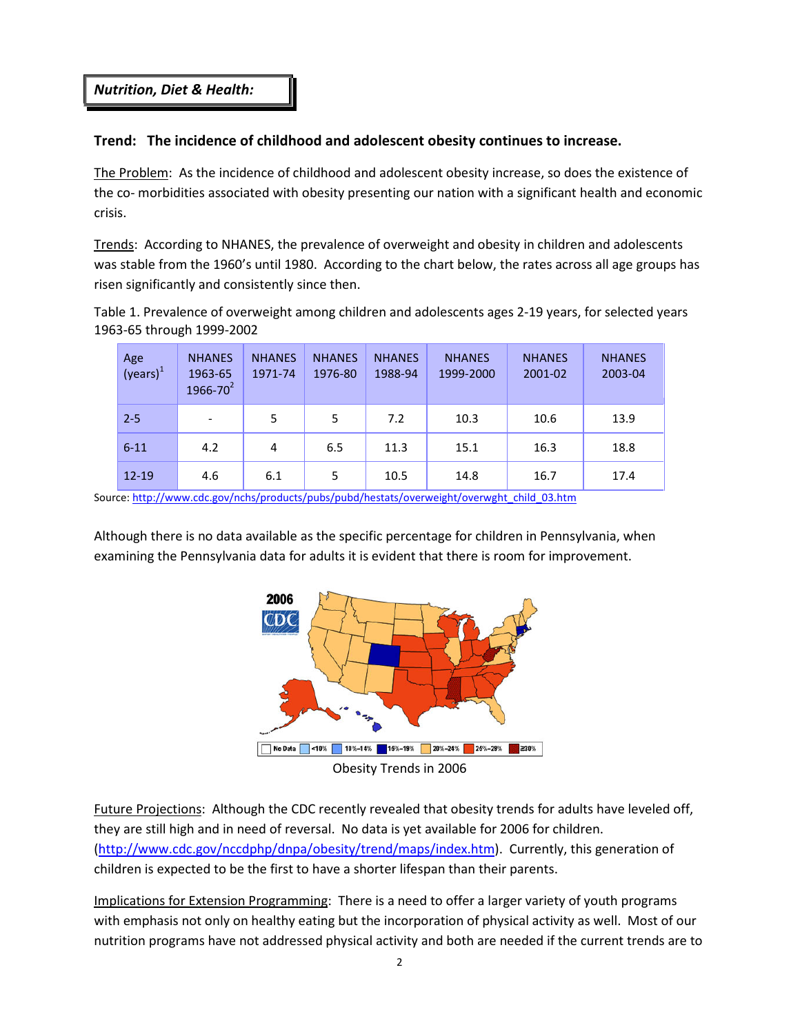**_Nutrition, Diet & Health:_**

**Trend: The incidence of childhood and adolescent obesity continues to increase.**

The Problem: As the incidence of childhood and adolescent obesity increase, so does the existence of the co- morbidities associated with obesity presenting our nation with a significant health and economic crisis.

Trends: According to NHANES, the prevalence of overweight and obesity in children and adolescents was stable from the 1960's until 1980. According to the chart below, the rates across all age groups has risen significantly and consistently since then.

Table 1. Prevalence of overweight among children and adolescents ages 2-19 years, for selected years 1963-65 through 1999-2002

| Age (years)[1] | NHANES 1963-65 1966-70[2] | NHANES 1971-74 | NHANES 1976-80 | NHANES 1988-94 | NHANES 1999-2000 | NHANES 2001-02 | NHANES 2003-04 |
|---|---|---|---|---|---|---|---|
| 2-5 | - | 5 | 5 | 7.2 | 10.3 | 10.6 | 13.9 |
| 6-11 | 4.2 | 4 | 6.5 | 11.3 | 15.1 | 16.3 | 18.8 |
| 12-19 | 4.6 | 6.1 | 5 | 10.5 | 14.8 | 16.7 | 17.4 |

Source: http://www.cdc.gov/nchs/products/pubs/pubd/hestats/overweight/overwght_child_03.htm

Although there is no data available as the specific percentage for children in Pennsylvania, when examining the Pennsylvania data for adults it is evident that there is room for improvement.

Obesity Trends in 2006

Future Projections: Although the CDC recently revealed that obesity trends for adults have leveled off, they are still high and in need of reversal. No data is yet available for 2006 for children. (http://www.cdc.gov/nccdphp/dnpa/obesity/trend/maps/index.htm). Currently, this generation of children is expected to be the first to have a shorter lifespan than their parents.

Implications for Extension Programming: There is a need to offer a larger variety of youth programs with emphasis not only on healthy eating but the incorporation of physical activity as well. Most of our nutrition programs have not addressed physical activity and both are needed if the current trends are to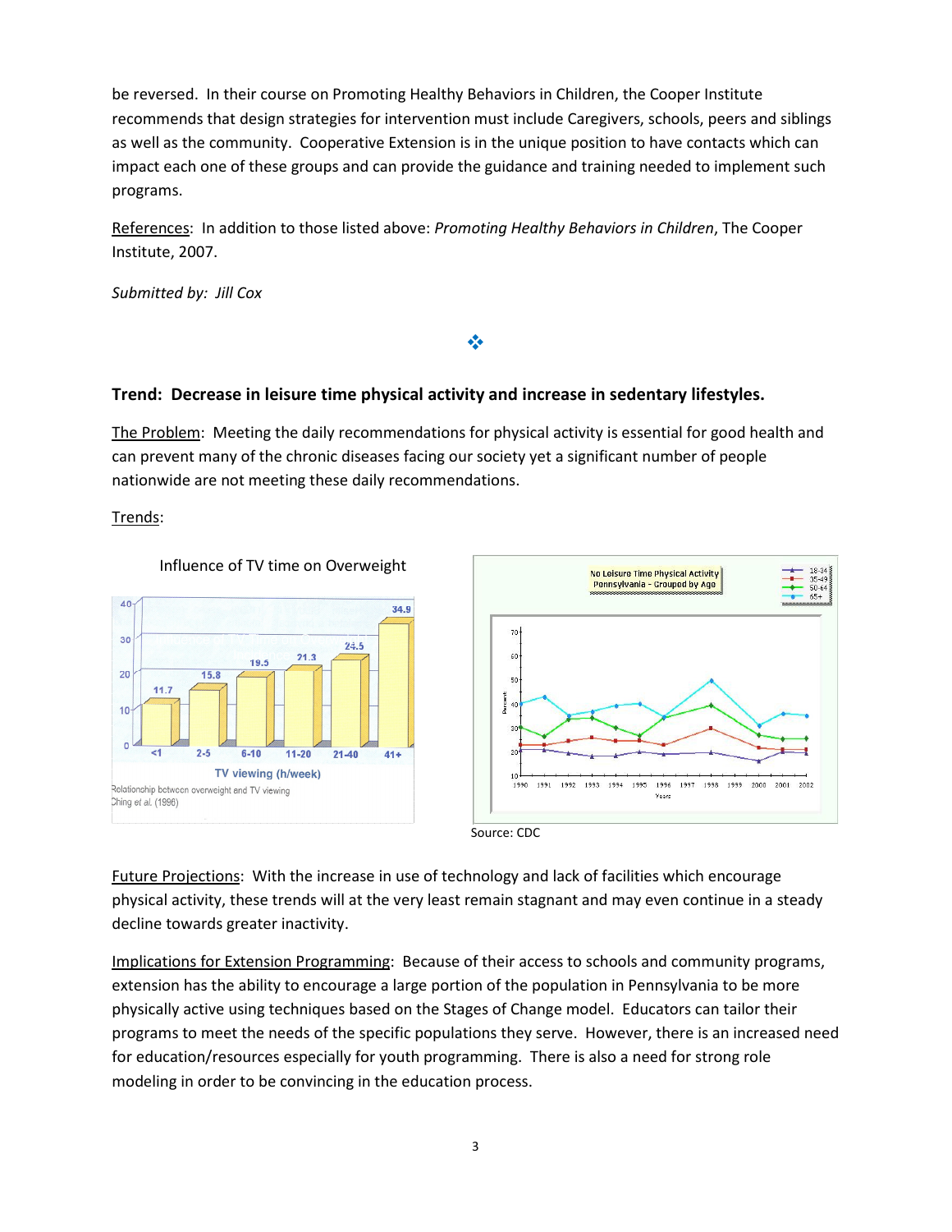be reversed. In their course on Promoting Healthy Behaviors in Children, the Cooper Institute recommends that design strategies for intervention must include Caregivers, schools, peers and siblings as well as the community. Cooperative Extension is in the unique position to have contacts which can impact each one of these groups and can provide the guidance and training needed to implement such programs.

References: In addition to those listed above: *Promoting Healthy Behaviors in Children*, The Cooper Institute, 2007.

*Submitted by: Jill Cox*

❖

**Trend: Decrease in leisure time physical activity and increase in sedentary lifestyles.**

The Problem: Meeting the daily recommendations for physical activity is essential for good health and can prevent many of the chronic diseases facing our society yet a significant number of people nationwide are not meeting these daily recommendations.

Trends:

Influence of TV time on Overweight

Source: CDC

Future Projections: With the increase in use of technology and lack of facilities which encourage physical activity, these trends will at the very least remain stagnant and may even continue in a steady decline towards greater inactivity.

Implications for Extension Programming: Because of their access to schools and community programs, extension has the ability to encourage a large portion of the population in Pennsylvania to be more physically active using techniques based on the Stages of Change model. Educators can tailor their programs to meet the needs of the specific populations they serve. However, there is an increased need for education/resources especially for youth programming. There is also a need for strong role modeling in order to be convincing in the education process.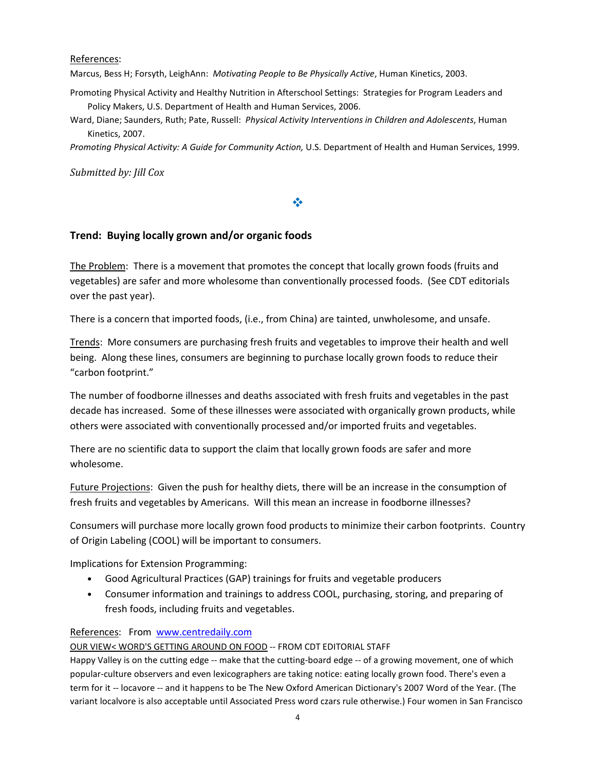References:

Marcus, Bess H; Forsyth, LeighAnn: *Motivating People to Be Physically Active*, Human Kinetics, 2003.

Promoting Physical Activity and Healthy Nutrition in Afterschool Settings: Strategies for Program Leaders and Policy Makers, U.S. Department of Health and Human Services, 2006.

Ward, Diane; Saunders, Ruth; Pate, Russell: *Physical Activity Interventions in Children and Adolescents*, Human Kinetics, 2007.

*Promoting Physical Activity: A Guide for Community Action,* U.S. Department of Health and Human Services, 1999.

*Submitted by: Jill Cox*

❖

## Trend: Buying locally grown and/or organic foods

The Problem: There is a movement that promotes the concept that locally grown foods (fruits and vegetables) are safer and more wholesome than conventionally processed foods. (See CDT editorials over the past year).

There is a concern that imported foods, (i.e., from China) are tainted, unwholesome, and unsafe.

Trends: More consumers are purchasing fresh fruits and vegetables to improve their health and well being. Along these lines, consumers are beginning to purchase locally grown foods to reduce their "carbon footprint."

The number of foodborne illnesses and deaths associated with fresh fruits and vegetables in the past decade has increased. Some of these illnesses were associated with organically grown products, while others were associated with conventionally processed and/or imported fruits and vegetables.

There are no scientific data to support the claim that locally grown foods are safer and more wholesome.

Future Projections: Given the push for healthy diets, there will be an increase in the consumption of fresh fruits and vegetables by Americans. Will this mean an increase in foodborne illnesses?

Consumers will purchase more locally grown food products to minimize their carbon footprints. Country of Origin Labeling (COOL) will be important to consumers.

Implications for Extension Programming:

- Good Agricultural Practices (GAP) trainings for fruits and vegetable producers
- Consumer information and trainings to address COOL, purchasing, storing, and preparing of fresh foods, including fruits and vegetables.

References: From www.centredaily.com

OUR VIEW< WORD'S GETTING AROUND ON FOOD -- FROM CDT EDITORIAL STAFF

Happy Valley is on the cutting edge -- make that the cutting-board edge -- of a growing movement, one of which popular-culture observers and even lexicographers are taking notice: eating locally grown food. There's even a term for it -- locavore -- and it happens to be The New Oxford American Dictionary's 2007 Word of the Year. (The variant localvore is also acceptable until Associated Press word czars rule otherwise.) Four women in San Francisco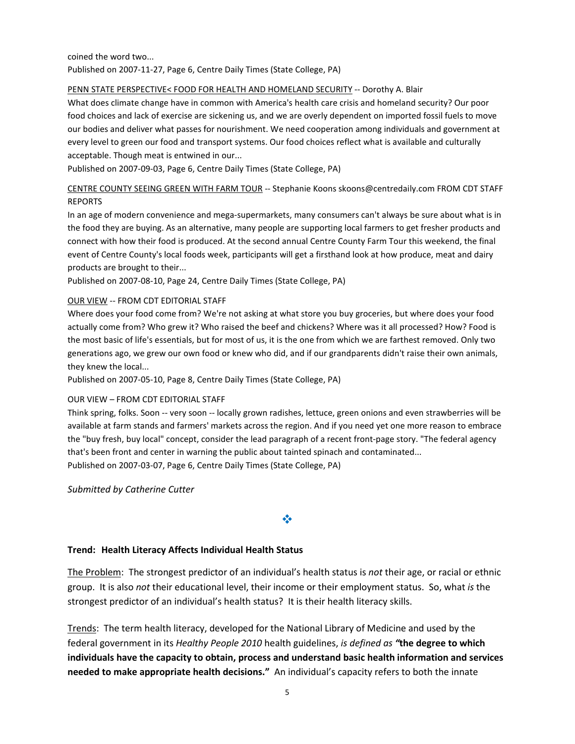coined the word two...
Published on 2007-11-27, Page 6, Centre Daily Times (State College, PA)

PENN STATE PERSPECTIVE< FOOD FOR HEALTH AND HOMELAND SECURITY -- Dorothy A. Blair

What does climate change have in common with America's health care crisis and homeland security? Our poor food choices and lack of exercise are sickening us, and we are overly dependent on imported fossil fuels to move our bodies and deliver what passes for nourishment. We need cooperation among individuals and government at every level to green our food and transport systems. Our food choices reflect what is available and culturally acceptable. Though meat is entwined in our...

Published on 2007-09-03, Page 6, Centre Daily Times (State College, PA)

CENTRE COUNTY SEEING GREEN WITH FARM TOUR -- Stephanie Koons skoons@centredaily.com FROM CDT STAFF REPORTS

In an age of modern convenience and mega-supermarkets, many consumers can't always be sure about what is in the food they are buying. As an alternative, many people are supporting local farmers to get fresher products and connect with how their food is produced. At the second annual Centre County Farm Tour this weekend, the final event of Centre County's local foods week, participants will get a firsthand look at how produce, meat and dairy products are brought to their...

Published on 2007-08-10, Page 24, Centre Daily Times (State College, PA)

OUR VIEW -- FROM CDT EDITORIAL STAFF

Where does your food come from? We're not asking at what store you buy groceries, but where does your food actually come from? Who grew it? Who raised the beef and chickens? Where was it all processed? How? Food is the most basic of life's essentials, but for most of us, it is the one from which we are farthest removed. Only two generations ago, we grew our own food or knew who did, and if our grandparents didn't raise their own animals, they knew the local...

Published on 2007-05-10, Page 8, Centre Daily Times (State College, PA)

OUR VIEW – FROM CDT EDITORIAL STAFF

Think spring, folks. Soon -- very soon -- locally grown radishes, lettuce, green onions and even strawberries will be available at farm stands and farmers' markets across the region. And if you need yet one more reason to embrace the "buy fresh, buy local" concept, consider the lead paragraph of a recent front-page story. "The federal agency that's been front and center in warning the public about tainted spinach and contaminated...

Published on 2007-03-07, Page 6, Centre Daily Times (State College, PA)

*Submitted by Catherine Cutter*

❖

**Trend: Health Literacy Affects Individual Health Status**

The Problem: The strongest predictor of an individual's health status is *not* their age, or racial or ethnic group. It is also *not* their educational level, their income or their employment status. So, what *is* the strongest predictor of an individual's health status? It is their health literacy skills.

Trends: The term health literacy, developed for the National Library of Medicine and used by the federal government in its *Healthy People 2010* health guidelines, *is defined as* **"the degree to which individuals have the capacity to obtain, process and understand basic health information and services needed to make appropriate health decisions."** An individual's capacity refers to both the innate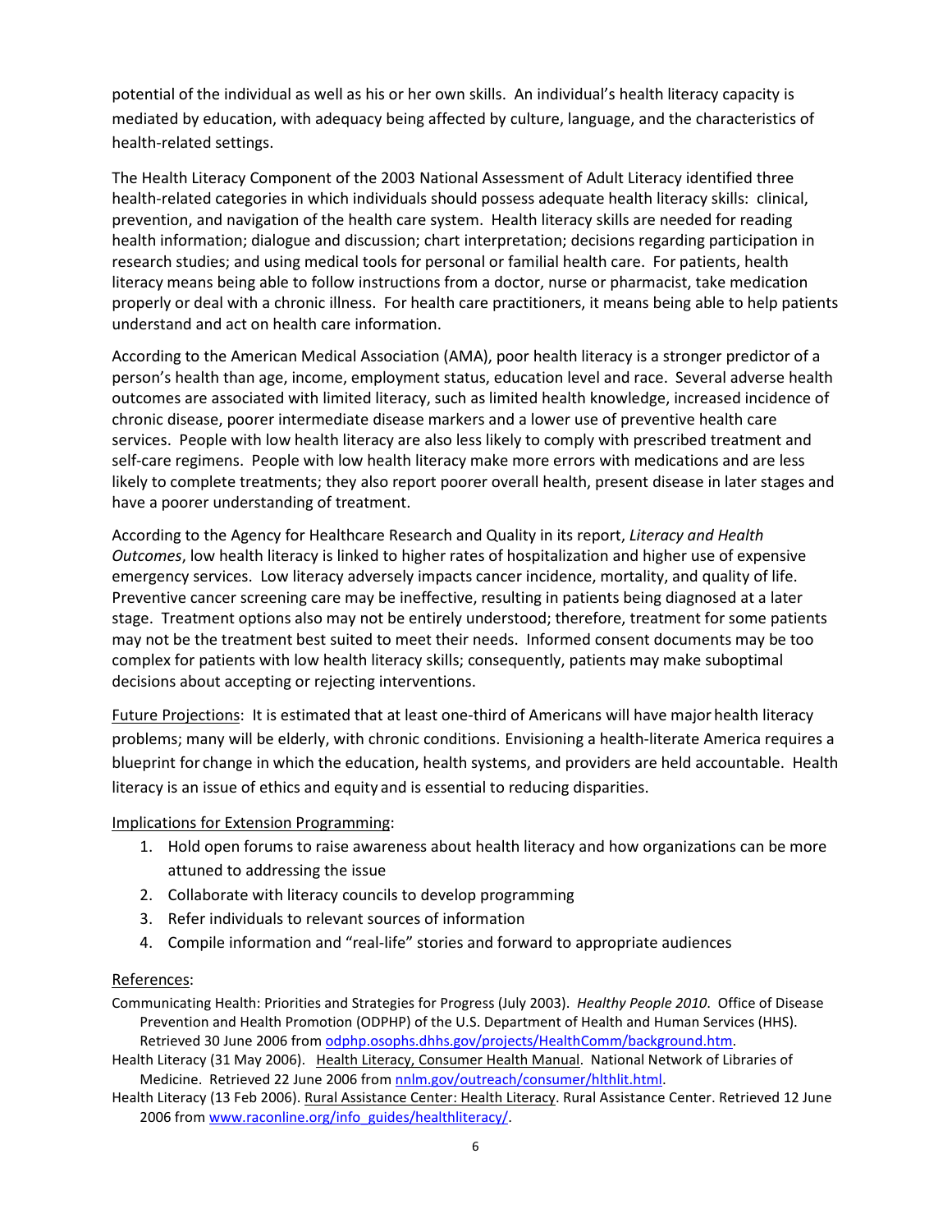potential of the individual as well as his or her own skills. An individual's health literacy capacity is mediated by education, with adequacy being affected by culture, language, and the characteristics of health-related settings.

The Health Literacy Component of the 2003 National Assessment of Adult Literacy identified three health-related categories in which individuals should possess adequate health literacy skills: clinical, prevention, and navigation of the health care system. Health literacy skills are needed for reading health information; dialogue and discussion; chart interpretation; decisions regarding participation in research studies; and using medical tools for personal or familial health care. For patients, health literacy means being able to follow instructions from a doctor, nurse or pharmacist, take medication properly or deal with a chronic illness. For health care practitioners, it means being able to help patients understand and act on health care information.

According to the American Medical Association (AMA), poor health literacy is a stronger predictor of a person's health than age, income, employment status, education level and race. Several adverse health outcomes are associated with limited literacy, such as limited health knowledge, increased incidence of chronic disease, poorer intermediate disease markers and a lower use of preventive health care services. People with low health literacy are also less likely to comply with prescribed treatment and self-care regimens. People with low health literacy make more errors with medications and are less likely to complete treatments; they also report poorer overall health, present disease in later stages and have a poorer understanding of treatment.

According to the Agency for Healthcare Research and Quality in its report, *Literacy and Health Outcomes*, low health literacy is linked to higher rates of hospitalization and higher use of expensive emergency services. Low literacy adversely impacts cancer incidence, mortality, and quality of life. Preventive cancer screening care may be ineffective, resulting in patients being diagnosed at a later stage. Treatment options also may not be entirely understood; therefore, treatment for some patients may not be the treatment best suited to meet their needs. Informed consent documents may be too complex for patients with low health literacy skills; consequently, patients may make suboptimal decisions about accepting or rejecting interventions.

<u>Future Projections</u>: It is estimated that at least one-third of Americans will have major health literacy problems; many will be elderly, with chronic conditions. Envisioning a health-literate America requires a blueprint for change in which the education, health systems, and providers are held accountable. Health literacy is an issue of ethics and equity and is essential to reducing disparities.

<u>Implications for Extension Programming</u>:

1. Hold open forums to raise awareness about health literacy and how organizations can be more attuned to addressing the issue
2. Collaborate with literacy councils to develop programming
3. Refer individuals to relevant sources of information
4. Compile information and "real-life" stories and forward to appropriate audiences

<u>References</u>:

Communicating Health: Priorities and Strategies for Progress (July 2003). *Healthy People 2010*. Office of Disease Prevention and Health Promotion (ODPHP) of the U.S. Department of Health and Human Services (HHS). Retrieved 30 June 2006 from odphp.osophs.dhhs.gov/projects/HealthComm/background.htm.

Health Literacy (31 May 2006). <u>Health Literacy, Consumer Health Manual</u>. National Network of Libraries of Medicine. Retrieved 22 June 2006 from nnlm.gov/outreach/consumer/hlthlit.html.

Health Literacy (13 Feb 2006). <u>Rural Assistance Center: Health Literacy</u>. Rural Assistance Center. Retrieved 12 June 2006 from www.raconline.org/info_guides/healthliteracy/.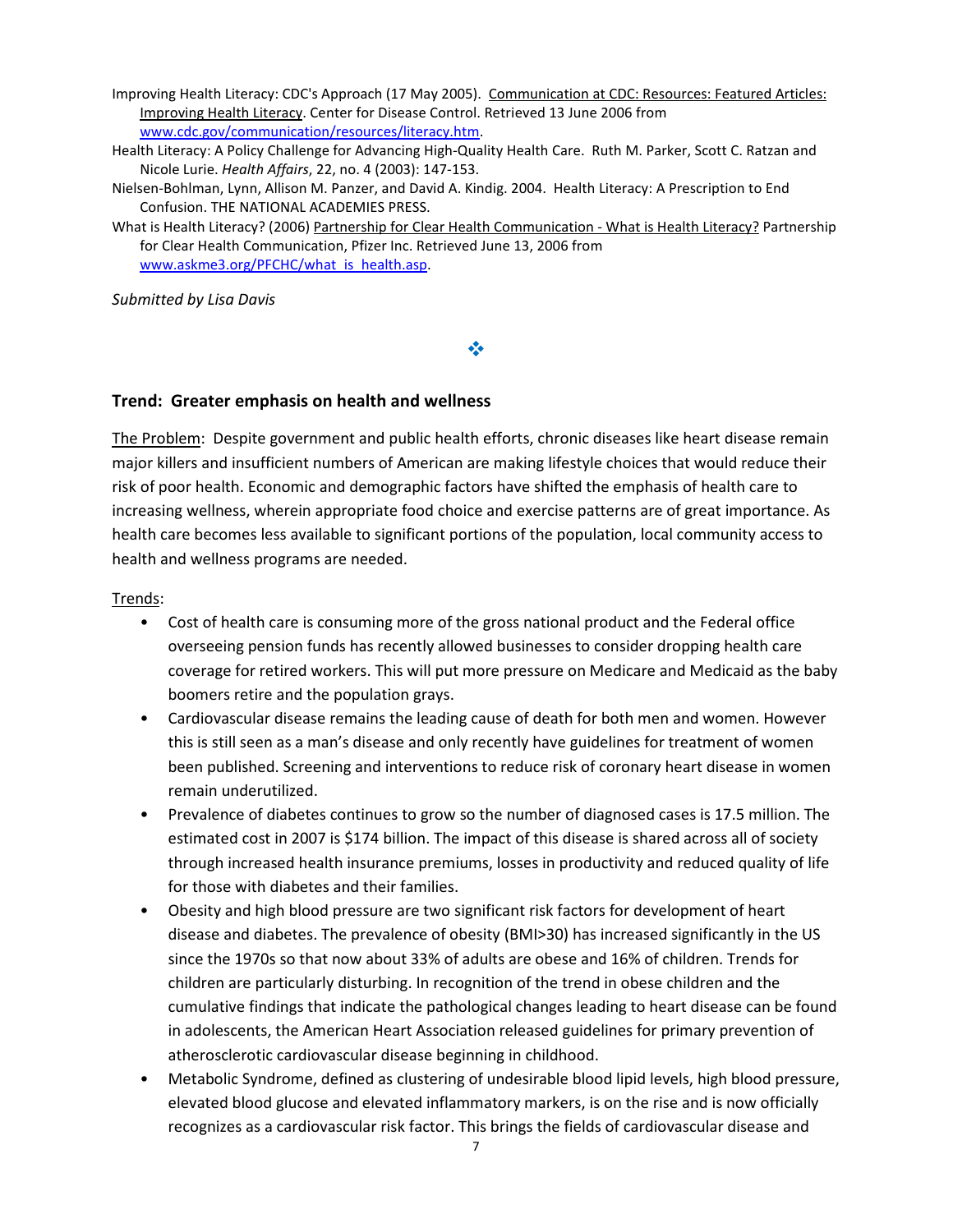Improving Health Literacy: CDC's Approach (17 May 2005). Communication at CDC: Resources: Featured Articles: Improving Health Literacy. Center for Disease Control. Retrieved 13 June 2006 from [www.cdc.gov/communication/resources/literacy.htm](www.cdc.gov/communication/resources/literacy.htm).

Health Literacy: A Policy Challenge for Advancing High-Quality Health Care. Ruth M. Parker, Scott C. Ratzan and Nicole Lurie. *Health Affairs*, 22, no. 4 (2003): 147-153.

Nielsen-Bohlman, Lynn, Allison M. Panzer, and David A. Kindig. 2004. Health Literacy: A Prescription to End Confusion. THE NATIONAL ACADEMIES PRESS.

What is Health Literacy? (2006) Partnership for Clear Health Communication - What is Health Literacy? Partnership for Clear Health Communication, Pfizer Inc. Retrieved June 13, 2006 from [www.askme3.org/PFCHC/what_is_health.asp](www.askme3.org/PFCHC/what_is_health.asp).

*Submitted by Lisa Davis*

❖

## Trend: Greater emphasis on health and wellness

The Problem: Despite government and public health efforts, chronic diseases like heart disease remain major killers and insufficient numbers of American are making lifestyle choices that would reduce their risk of poor health. Economic and demographic factors have shifted the emphasis of health care to increasing wellness, wherein appropriate food choice and exercise patterns are of great importance. As health care becomes less available to significant portions of the population, local community access to health and wellness programs are needed.

Trends:

- Cost of health care is consuming more of the gross national product and the Federal office overseeing pension funds has recently allowed businesses to consider dropping health care coverage for retired workers. This will put more pressure on Medicare and Medicaid as the baby boomers retire and the population grays.
- Cardiovascular disease remains the leading cause of death for both men and women. However this is still seen as a man's disease and only recently have guidelines for treatment of women been published. Screening and interventions to reduce risk of coronary heart disease in women remain underutilized.
- Prevalence of diabetes continues to grow so the number of diagnosed cases is 17.5 million. The estimated cost in 2007 is $174 billion. The impact of this disease is shared across all of society through increased health insurance premiums, losses in productivity and reduced quality of life for those with diabetes and their families.
- Obesity and high blood pressure are two significant risk factors for development of heart disease and diabetes. The prevalence of obesity (BMI>30) has increased significantly in the US since the 1970s so that now about 33% of adults are obese and 16% of children. Trends for children are particularly disturbing. In recognition of the trend in obese children and the cumulative findings that indicate the pathological changes leading to heart disease can be found in adolescents, the American Heart Association released guidelines for primary prevention of atherosclerotic cardiovascular disease beginning in childhood.
- Metabolic Syndrome, defined as clustering of undesirable blood lipid levels, high blood pressure, elevated blood glucose and elevated inflammatory markers, is on the rise and is now officially recognizes as a cardiovascular risk factor. This brings the fields of cardiovascular disease and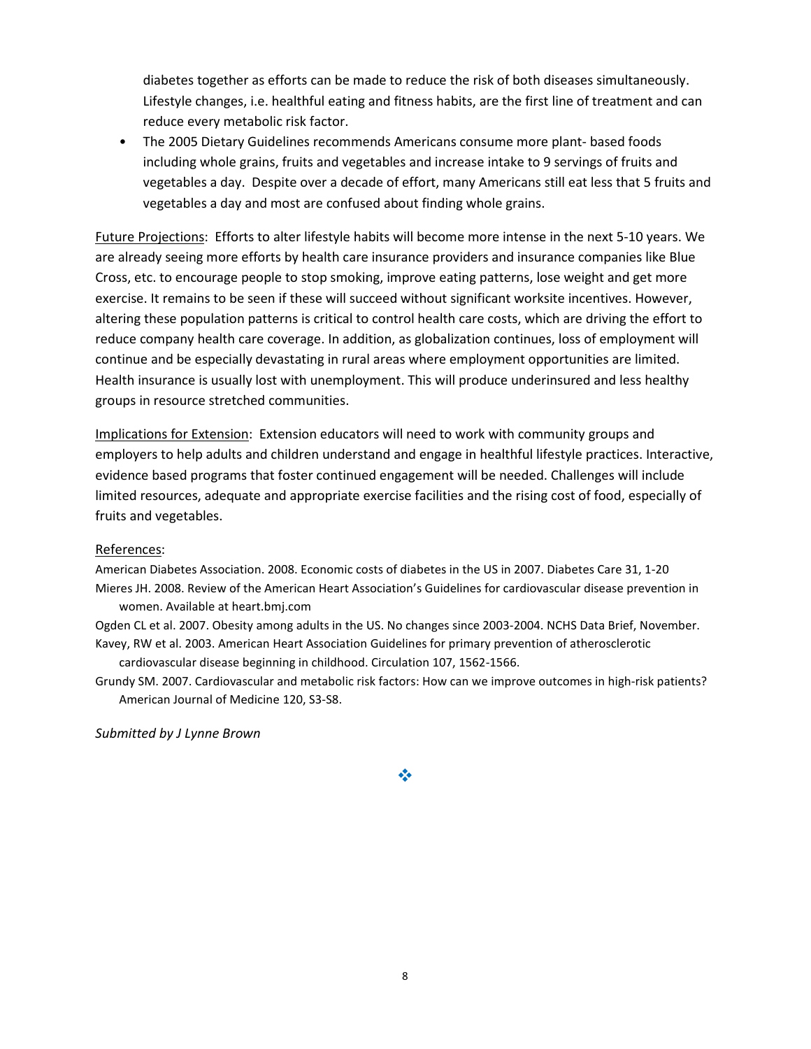diabetes together as efforts can be made to reduce the risk of both diseases simultaneously. Lifestyle changes, i.e. healthful eating and fitness habits, are the first line of treatment and can reduce every metabolic risk factor.

- The 2005 Dietary Guidelines recommends Americans consume more plant- based foods including whole grains, fruits and vegetables and increase intake to 9 servings of fruits and vegetables a day. Despite over a decade of effort, many Americans still eat less that 5 fruits and vegetables a day and most are confused about finding whole grains.

Future Projections: Efforts to alter lifestyle habits will become more intense in the next 5-10 years. We are already seeing more efforts by health care insurance providers and insurance companies like Blue Cross, etc. to encourage people to stop smoking, improve eating patterns, lose weight and get more exercise. It remains to be seen if these will succeed without significant worksite incentives. However, altering these population patterns is critical to control health care costs, which are driving the effort to reduce company health care coverage. In addition, as globalization continues, loss of employment will continue and be especially devastating in rural areas where employment opportunities are limited. Health insurance is usually lost with unemployment. This will produce underinsured and less healthy groups in resource stretched communities.

Implications for Extension: Extension educators will need to work with community groups and employers to help adults and children understand and engage in healthful lifestyle practices. Interactive, evidence based programs that foster continued engagement will be needed. Challenges will include limited resources, adequate and appropriate exercise facilities and the rising cost of food, especially of fruits and vegetables.

References:

American Diabetes Association. 2008. Economic costs of diabetes in the US in 2007. Diabetes Care 31, 1-20

Mieres JH. 2008. Review of the American Heart Association's Guidelines for cardiovascular disease prevention in women. Available at heart.bmj.com

Ogden CL et al. 2007. Obesity among adults in the US. No changes since 2003-2004. NCHS Data Brief, November.

Kavey, RW et al. 2003. American Heart Association Guidelines for primary prevention of atherosclerotic cardiovascular disease beginning in childhood. Circulation 107, 1562-1566.

Grundy SM. 2007. Cardiovascular and metabolic risk factors: How can we improve outcomes in high-risk patients? American Journal of Medicine 120, S3-S8.

*Submitted by J Lynne Brown*

❖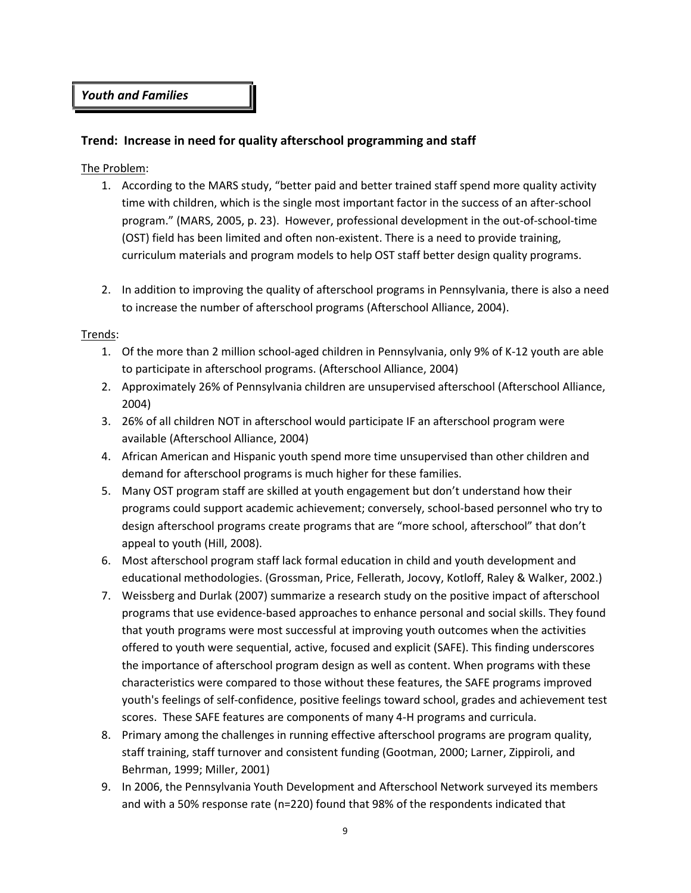***Youth and Families***

### Trend: Increase in need for quality afterschool programming and staff

The Problem:

1. According to the MARS study, "better paid and better trained staff spend more quality activity time with children, which is the single most important factor in the success of an after-school program." (MARS, 2005, p. 23). However, professional development in the out-of-school-time (OST) field has been limited and often non-existent. There is a need to provide training, curriculum materials and program models to help OST staff better design quality programs.

2. In addition to improving the quality of afterschool programs in Pennsylvania, there is also a need to increase the number of afterschool programs (Afterschool Alliance, 2004).

Trends:

1. Of the more than 2 million school-aged children in Pennsylvania, only 9% of K-12 youth are able to participate in afterschool programs. (Afterschool Alliance, 2004)
2. Approximately 26% of Pennsylvania children are unsupervised afterschool (Afterschool Alliance, 2004)
3. 26% of all children NOT in afterschool would participate IF an afterschool program were available (Afterschool Alliance, 2004)
4. African American and Hispanic youth spend more time unsupervised than other children and demand for afterschool programs is much higher for these families.
5. Many OST program staff are skilled at youth engagement but don't understand how their programs could support academic achievement; conversely, school-based personnel who try to design afterschool programs create programs that are "more school, afterschool" that don't appeal to youth (Hill, 2008).
6. Most afterschool program staff lack formal education in child and youth development and educational methodologies. (Grossman, Price, Fellerath, Jocovy, Kotloff, Raley & Walker, 2002.)
7. Weissberg and Durlak (2007) summarize a research study on the positive impact of afterschool programs that use evidence-based approaches to enhance personal and social skills. They found that youth programs were most successful at improving youth outcomes when the activities offered to youth were sequential, active, focused and explicit (SAFE). This finding underscores the importance of afterschool program design as well as content. When programs with these characteristics were compared to those without these features, the SAFE programs improved youth's feelings of self-confidence, positive feelings toward school, grades and achievement test scores. These SAFE features are components of many 4-H programs and curricula.
8. Primary among the challenges in running effective afterschool programs are program quality, staff training, staff turnover and consistent funding (Gootman, 2000; Larner, Zippiroli, and Behrman, 1999; Miller, 2001)
9. In 2006, the Pennsylvania Youth Development and Afterschool Network surveyed its members and with a 50% response rate (n=220) found that 98% of the respondents indicated that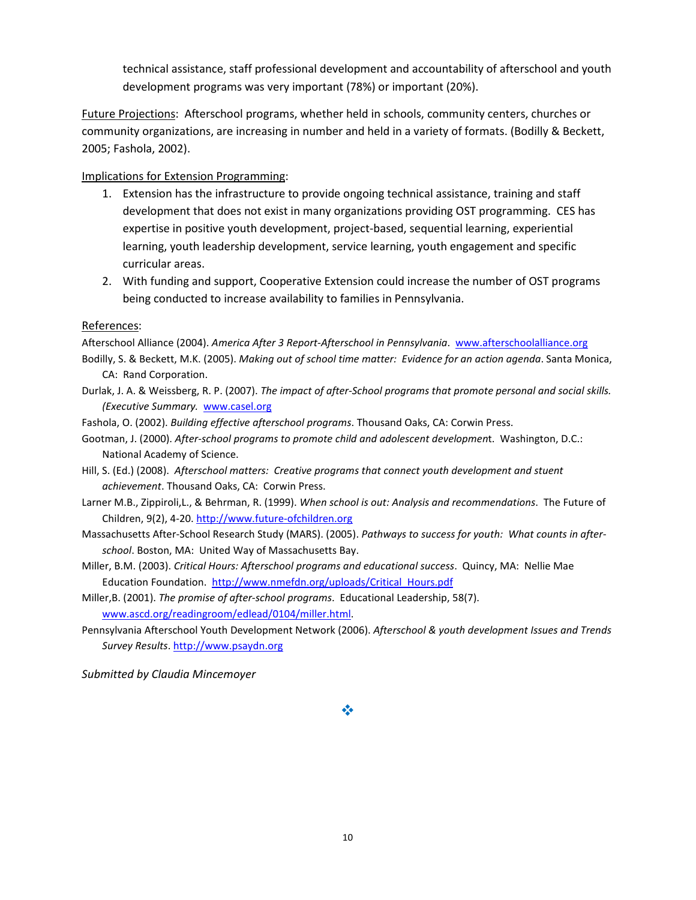technical assistance, staff professional development and accountability of afterschool and youth development programs was very important (78%) or important (20%).

Future Projections: Afterschool programs, whether held in schools, community centers, churches or community organizations, are increasing in number and held in a variety of formats. (Bodilly & Beckett, 2005; Fashola, 2002).

Implications for Extension Programming:

1. Extension has the infrastructure to provide ongoing technical assistance, training and staff development that does not exist in many organizations providing OST programming. CES has expertise in positive youth development, project-based, sequential learning, experiential learning, youth leadership development, service learning, youth engagement and specific curricular areas.
2. With funding and support, Cooperative Extension could increase the number of OST programs being conducted to increase availability to families in Pennsylvania.

References:

Afterschool Alliance (2004). *America After 3 Report-Afterschool in Pennsylvania*. www.afterschoolalliance.org

Bodilly, S. & Beckett, M.K. (2005). *Making out of school time matter: Evidence for an action agenda*. Santa Monica, CA: Rand Corporation.

Durlak, J. A. & Weissberg, R. P. (2007). *The impact of after-School programs that promote personal and social skills. (Executive Summary.* www.casel.org

Fashola, O. (2002). *Building effective afterschool programs*. Thousand Oaks, CA: Corwin Press.

Gootman, J. (2000). *After-school programs to promote child and adolescent developmen*t. Washington, D.C.: National Academy of Science.

Hill, S. (Ed.) (2008). *Afterschool matters: Creative programs that connect youth development and stuent achievement*. Thousand Oaks, CA: Corwin Press.

Larner M.B., Zippiroli,L., & Behrman, R. (1999). *When school is out: Analysis and recommendations*. The Future of Children, 9(2), 4-20. http://www.future-ofchildren.org

Massachusetts After-School Research Study (MARS). (2005). *Pathways to success for youth: What counts in after-school*. Boston, MA: United Way of Massachusetts Bay.

Miller, B.M. (2003). *Critical Hours: Afterschool programs and educational success*. Quincy, MA: Nellie Mae Education Foundation. http://www.nmefdn.org/uploads/Critical_Hours.pdf

Miller,B. (2001). *The promise of after-school programs*. Educational Leadership, 58(7). www.ascd.org/readingroom/edlead/0104/miller.html.

Pennsylvania Afterschool Youth Development Network (2006). *Afterschool & youth development Issues and Trends Survey Results*. http://www.psaydn.org

*Submitted by Claudia Mincemoyer*

❖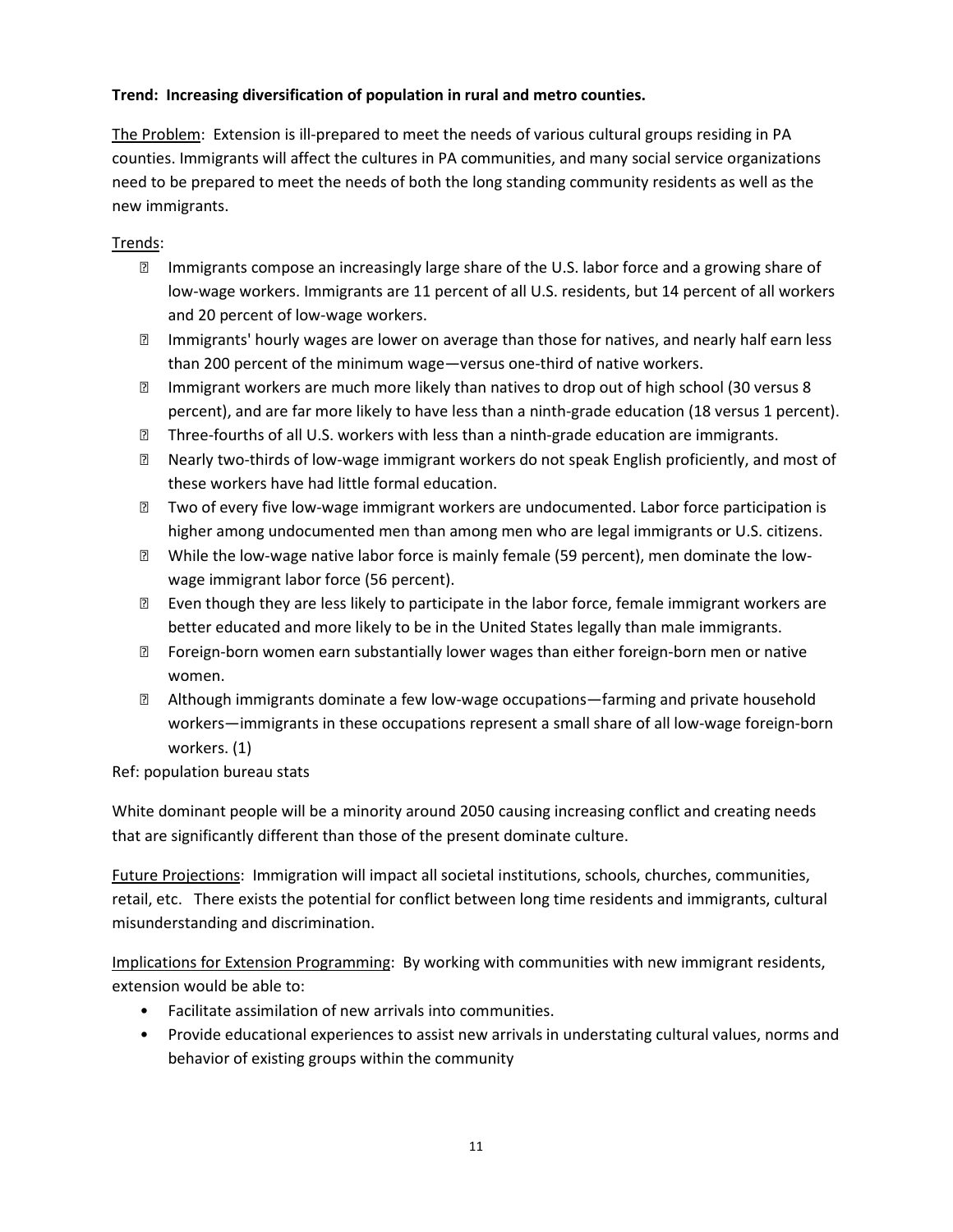**Trend: Increasing diversification of population in rural and metro counties.**

The Problem: Extension is ill-prepared to meet the needs of various cultural groups residing in PA counties. Immigrants will affect the cultures in PA communities, and many social service organizations need to be prepared to meet the needs of both the long standing community residents as well as the new immigrants.

Trends:

- Immigrants compose an increasingly large share of the U.S. labor force and a growing share of low-wage workers. Immigrants are 11 percent of all U.S. residents, but 14 percent of all workers and 20 percent of low-wage workers.
- Immigrants' hourly wages are lower on average than those for natives, and nearly half earn less than 200 percent of the minimum wage—versus one-third of native workers.
- Immigrant workers are much more likely than natives to drop out of high school (30 versus 8 percent), and are far more likely to have less than a ninth-grade education (18 versus 1 percent).
- Three-fourths of all U.S. workers with less than a ninth-grade education are immigrants.
- Nearly two-thirds of low-wage immigrant workers do not speak English proficiently, and most of these workers have had little formal education.
- Two of every five low-wage immigrant workers are undocumented. Labor force participation is higher among undocumented men than among men who are legal immigrants or U.S. citizens.
- While the low-wage native labor force is mainly female (59 percent), men dominate the low-wage immigrant labor force (56 percent).
- Even though they are less likely to participate in the labor force, female immigrant workers are better educated and more likely to be in the United States legally than male immigrants.
- Foreign-born women earn substantially lower wages than either foreign-born men or native women.
- Although immigrants dominate a few low-wage occupations—farming and private household workers—immigrants in these occupations represent a small share of all low-wage foreign-born workers. (1)

Ref: population bureau stats

White dominant people will be a minority around 2050 causing increasing conflict and creating needs that are significantly different than those of the present dominate culture.

Future Projections: Immigration will impact all societal institutions, schools, churches, communities, retail, etc. There exists the potential for conflict between long time residents and immigrants, cultural misunderstanding and discrimination.

Implications for Extension Programming: By working with communities with new immigrant residents, extension would be able to:

- Facilitate assimilation of new arrivals into communities.
- Provide educational experiences to assist new arrivals in understating cultural values, norms and behavior of existing groups within the community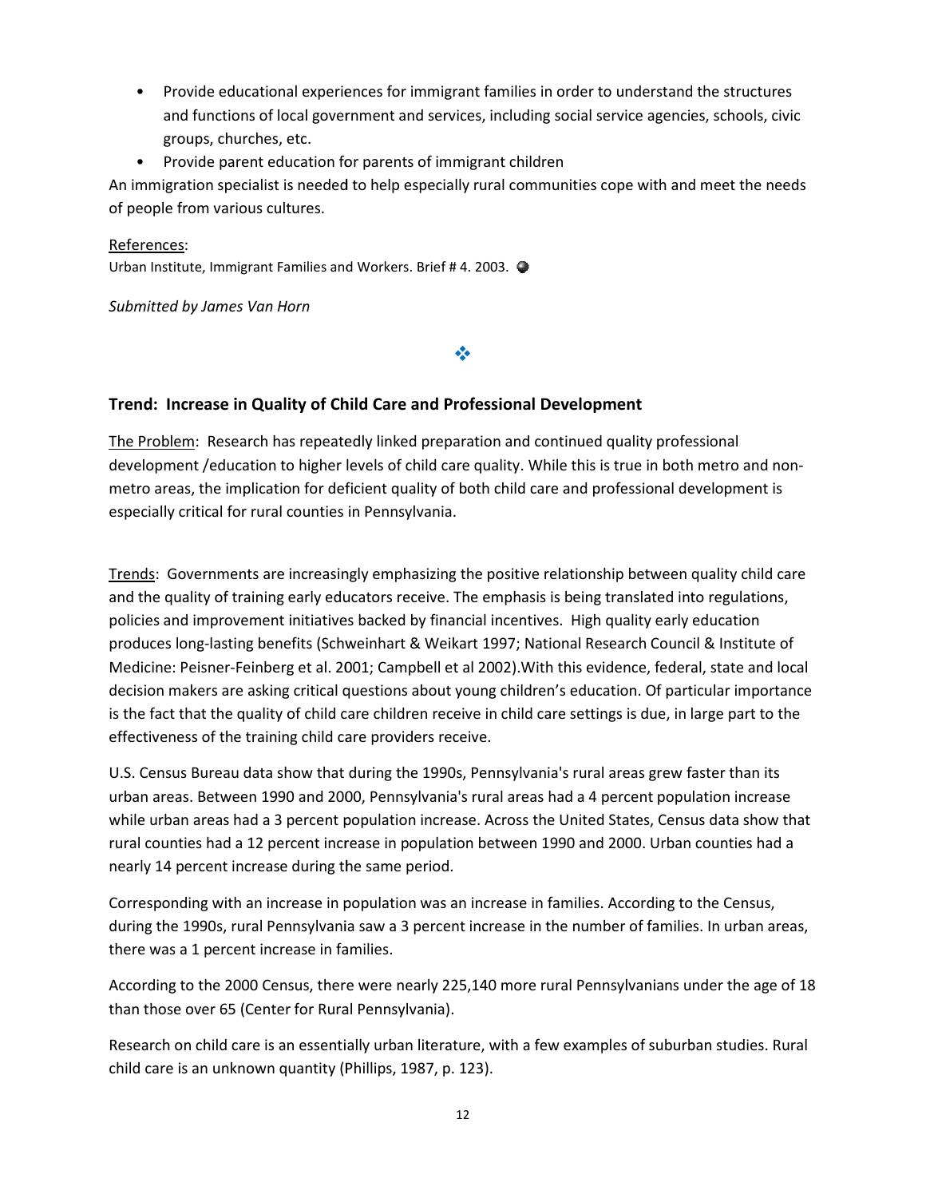- Provide educational experiences for immigrant families in order to understand the structures and functions of local government and services, including social service agencies, schools, civic groups, churches, etc.
- Provide parent education for parents of immigrant children

An immigration specialist is needed to help especially rural communities cope with and meet the needs of people from various cultures.

References:

Urban Institute, Immigrant Families and Workers. Brief # 4. 2003.

*Submitted by James Van Horn*

❖

### Trend: Increase in Quality of Child Care and Professional Development

The Problem: Research has repeatedly linked preparation and continued quality professional development /education to higher levels of child care quality. While this is true in both metro and non-metro areas, the implication for deficient quality of both child care and professional development is especially critical for rural counties in Pennsylvania.

Trends: Governments are increasingly emphasizing the positive relationship between quality child care and the quality of training early educators receive. The emphasis is being translated into regulations, policies and improvement initiatives backed by financial incentives. High quality early education produces long-lasting benefits (Schweinhart & Weikart 1997; National Research Council & Institute of Medicine: Peisner-Feinberg et al. 2001; Campbell et al 2002).With this evidence, federal, state and local decision makers are asking critical questions about young children's education. Of particular importance is the fact that the quality of child care children receive in child care settings is due, in large part to the effectiveness of the training child care providers receive.

U.S. Census Bureau data show that during the 1990s, Pennsylvania's rural areas grew faster than its urban areas. Between 1990 and 2000, Pennsylvania's rural areas had a 4 percent population increase while urban areas had a 3 percent population increase. Across the United States, Census data show that rural counties had a 12 percent increase in population between 1990 and 2000. Urban counties had a nearly 14 percent increase during the same period.

Corresponding with an increase in population was an increase in families. According to the Census, during the 1990s, rural Pennsylvania saw a 3 percent increase in the number of families. In urban areas, there was a 1 percent increase in families.

According to the 2000 Census, there were nearly 225,140 more rural Pennsylvanians under the age of 18 than those over 65 (Center for Rural Pennsylvania).

Research on child care is an essentially urban literature, with a few examples of suburban studies. Rural child care is an unknown quantity (Phillips, 1987, p. 123).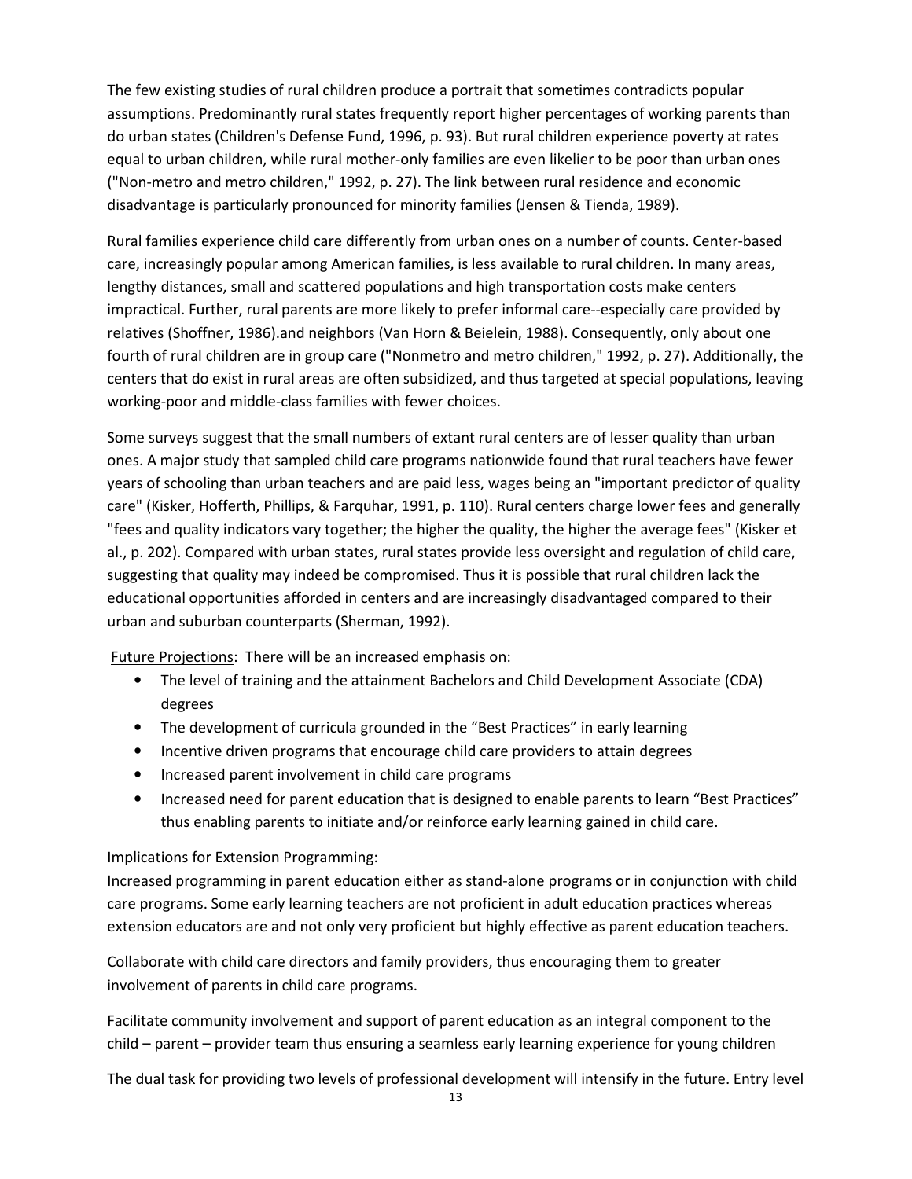The few existing studies of rural children produce a portrait that sometimes contradicts popular assumptions. Predominantly rural states frequently report higher percentages of working parents than do urban states (Children's Defense Fund, 1996, p. 93). But rural children experience poverty at rates equal to urban children, while rural mother-only families are even likelier to be poor than urban ones ("Non-metro and metro children," 1992, p. 27). The link between rural residence and economic disadvantage is particularly pronounced for minority families (Jensen & Tienda, 1989).

Rural families experience child care differently from urban ones on a number of counts. Center-based care, increasingly popular among American families, is less available to rural children. In many areas, lengthy distances, small and scattered populations and high transportation costs make centers impractical. Further, rural parents are more likely to prefer informal care--especially care provided by relatives (Shoffner, 1986).and neighbors (Van Horn & Beielein, 1988). Consequently, only about one fourth of rural children are in group care ("Nonmetro and metro children," 1992, p. 27). Additionally, the centers that do exist in rural areas are often subsidized, and thus targeted at special populations, leaving working-poor and middle-class families with fewer choices.

Some surveys suggest that the small numbers of extant rural centers are of lesser quality than urban ones. A major study that sampled child care programs nationwide found that rural teachers have fewer years of schooling than urban teachers and are paid less, wages being an "important predictor of quality care" (Kisker, Hofferth, Phillips, & Farquhar, 1991, p. 110). Rural centers charge lower fees and generally "fees and quality indicators vary together; the higher the quality, the higher the average fees" (Kisker et al., p. 202). Compared with urban states, rural states provide less oversight and regulation of child care, suggesting that quality may indeed be compromised. Thus it is possible that rural children lack the educational opportunities afforded in centers and are increasingly disadvantaged compared to their urban and suburban counterparts (Sherman, 1992).

<u>Future Projections</u>: There will be an increased emphasis on:

- The level of training and the attainment Bachelors and Child Development Associate (CDA) degrees
- The development of curricula grounded in the "Best Practices" in early learning
- Incentive driven programs that encourage child care providers to attain degrees
- Increased parent involvement in child care programs
- Increased need for parent education that is designed to enable parents to learn "Best Practices" thus enabling parents to initiate and/or reinforce early learning gained in child care.

<u>Implications for Extension Programming</u>:

Increased programming in parent education either as stand-alone programs or in conjunction with child care programs. Some early learning teachers are not proficient in adult education practices whereas extension educators are and not only very proficient but highly effective as parent education teachers.

Collaborate with child care directors and family providers, thus encouraging them to greater involvement of parents in child care programs.

Facilitate community involvement and support of parent education as an integral component to the child – parent – provider team thus ensuring a seamless early learning experience for young children

The dual task for providing two levels of professional development will intensify in the future. Entry level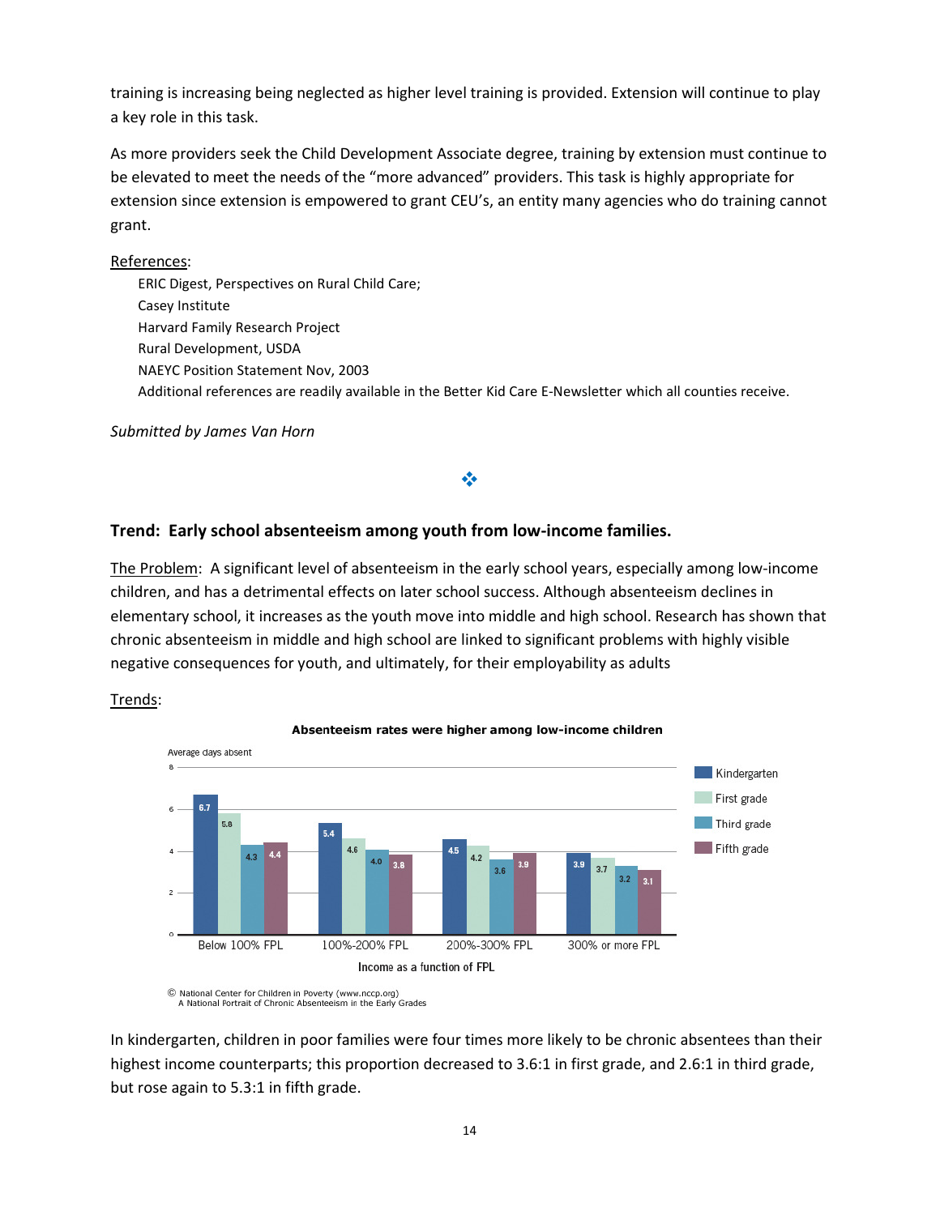training is increasing being neglected as higher level training is provided. Extension will continue to play a key role in this task.

As more providers seek the Child Development Associate degree, training by extension must continue to be elevated to meet the needs of the "more advanced" providers. This task is highly appropriate for extension since extension is empowered to grant CEU's, an entity many agencies who do training cannot grant.

References:

ERIC Digest, Perspectives on Rural Child Care;
Casey Institute
Harvard Family Research Project
Rural Development, USDA
NAEYC Position Statement Nov, 2003
Additional references are readily available in the Better Kid Care E-Newsletter which all counties receive.

*Submitted by James Van Horn*

❖

## Trend: Early school absenteeism among youth from low-income families.

The Problem: A significant level of absenteeism in the early school years, especially among low-income children, and has a detrimental effects on later school success. Although absenteeism declines in elementary school, it increases as the youth move into middle and high school. Research has shown that chronic absenteeism in middle and high school are linked to significant problems with highly visible negative consequences for youth, and ultimately, for their employability as adults

Trends:

**Absenteeism rates were higher among low-income children**

Average days absent

| Income as a function of FPL | Kindergarten | First grade | Third grade | Fifth grade |
|---|---|---|---|---|
| Below 100% FPL | 6.7 | 5.8 | 4.3 | 4.4 |
| 100%-200% FPL | 5.4 | 4.6 | 4.0 | 3.8 |
| 200%-300% FPL | 4.5 | 4.2 | 3.6 | 3.9 |
| 300% or more FPL | 3.9 | 3.7 | 3.2 | 3.1 |

© National Center for Children in Poverty (www.nccp.org)
A National Portrait of Chronic Absenteeism in the Early Grades

In kindergarten, children in poor families were four times more likely to be chronic absentees than their highest income counterparts; this proportion decreased to 3.6:1 in first grade, and 2.6:1 in third grade, but rose again to 5.3:1 in fifth grade.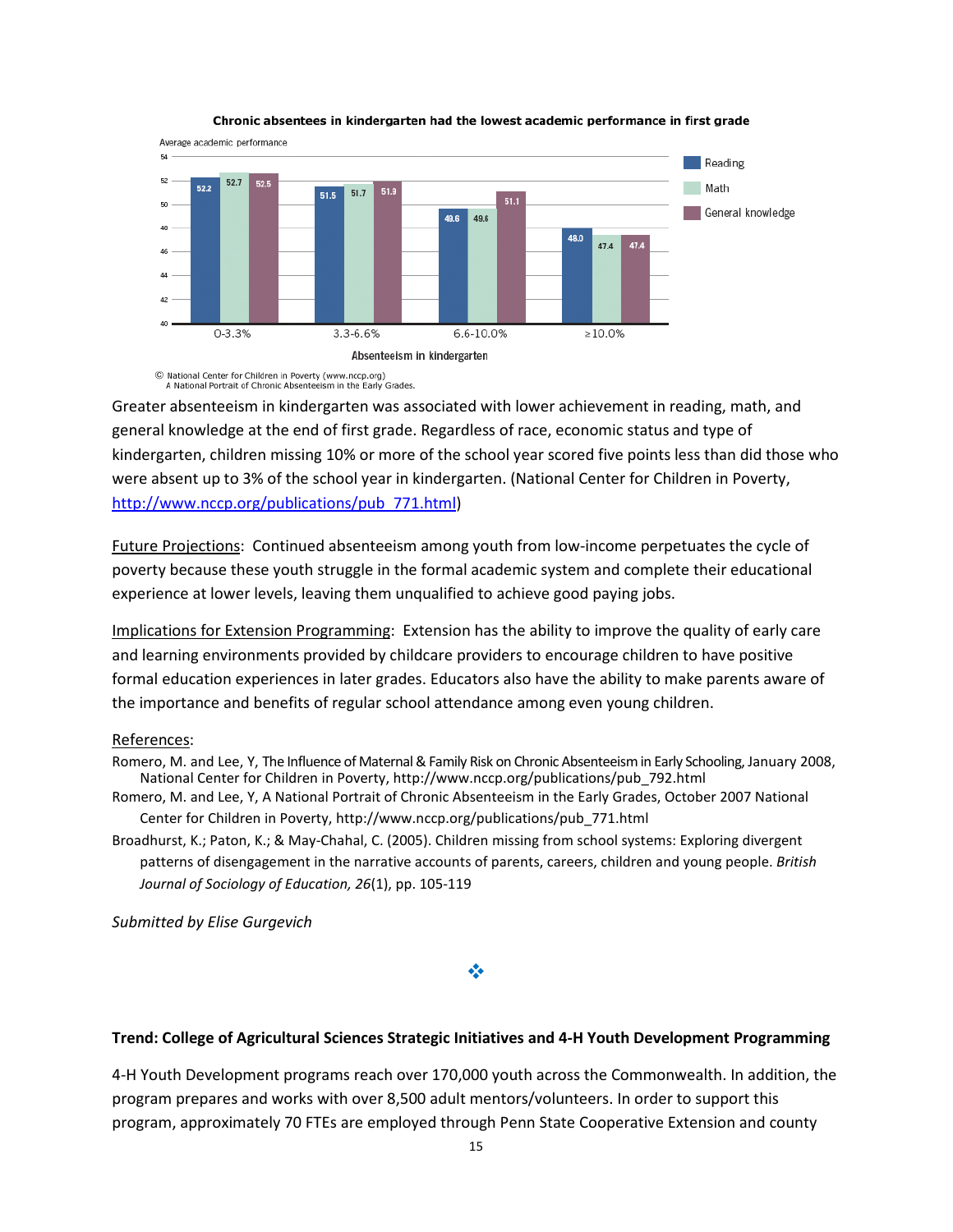**Chronic absentees in kindergarten had the lowest academic performance in first grade**

Average academic performance

| Absenteeism in kindergarten | Reading | Math | General knowledge |
|---|---|---|---|
| 0-3.3% | 52.2 | 52.7 | 52.5 |
| 3.3-6.6% | 51.5 | 51.7 | 51.9 |
| 6.6-10.0% | 49.6 | 49.6 | 51.1 |
| ≥10.0% | 48.0 | 47.4 | 47.4 |

© National Center for Children in Poverty (www.nccp.org)
A National Portrait of Chronic Absenteeism in the Early Grades.

Greater absenteeism in kindergarten was associated with lower achievement in reading, math, and general knowledge at the end of first grade. Regardless of race, economic status and type of kindergarten, children missing 10% or more of the school year scored five points less than did those who were absent up to 3% of the school year in kindergarten. (National Center for Children in Poverty, http://www.nccp.org/publications/pub_771.html)

Future Projections: Continued absenteeism among youth from low-income perpetuates the cycle of poverty because these youth struggle in the formal academic system and complete their educational experience at lower levels, leaving them unqualified to achieve good paying jobs.

Implications for Extension Programming: Extension has the ability to improve the quality of early care and learning environments provided by childcare providers to encourage children to have positive formal education experiences in later grades. Educators also have the ability to make parents aware of the importance and benefits of regular school attendance among even young children.

References:

Romero, M. and Lee, Y, The Influence of Maternal & Family Risk on Chronic Absenteeism in Early Schooling, January 2008, National Center for Children in Poverty, http://www.nccp.org/publications/pub_792.html

Romero, M. and Lee, Y, A National Portrait of Chronic Absenteeism in the Early Grades, October 2007 National Center for Children in Poverty, http://www.nccp.org/publications/pub_771.html

Broadhurst, K.; Paton, K.; & May-Chahal, C. (2005). Children missing from school systems: Exploring divergent patterns of disengagement in the narrative accounts of parents, careers, children and young people. *British Journal of Sociology of Education, 26*(1), pp. 105-119

*Submitted by Elise Gurgevich*

❖

**Trend: College of Agricultural Sciences Strategic Initiatives and 4-H Youth Development Programming**

4-H Youth Development programs reach over 170,000 youth across the Commonwealth. In addition, the program prepares and works with over 8,500 adult mentors/volunteers. In order to support this program, approximately 70 FTEs are employed through Penn State Cooperative Extension and county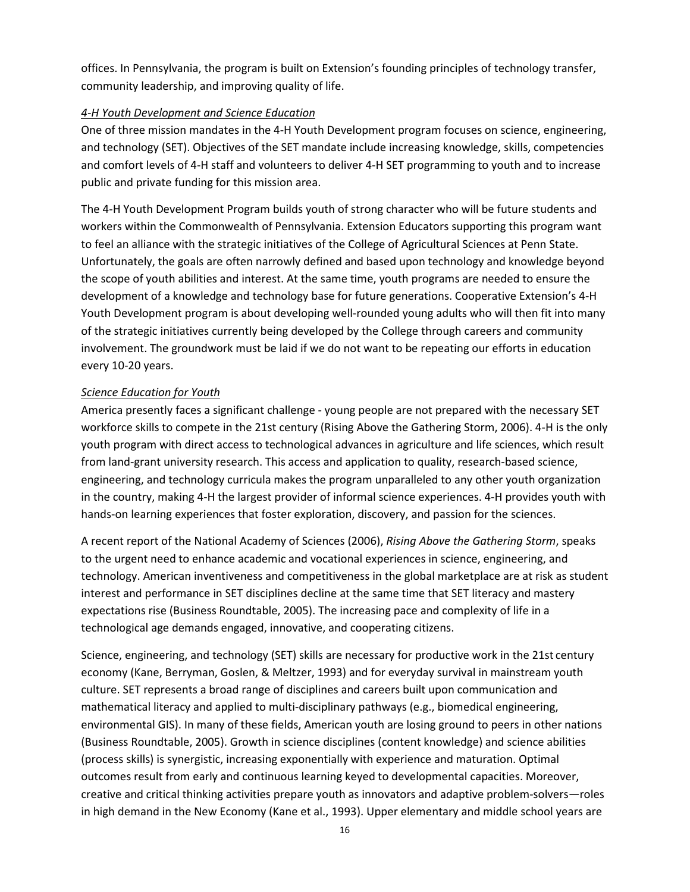offices. In Pennsylvania, the program is built on Extension's founding principles of technology transfer, community leadership, and improving quality of life.

*4-H Youth Development and Science Education*

One of three mission mandates in the 4-H Youth Development program focuses on science, engineering, and technology (SET). Objectives of the SET mandate include increasing knowledge, skills, competencies and comfort levels of 4-H staff and volunteers to deliver 4-H SET programming to youth and to increase public and private funding for this mission area.

The 4-H Youth Development Program builds youth of strong character who will be future students and workers within the Commonwealth of Pennsylvania. Extension Educators supporting this program want to feel an alliance with the strategic initiatives of the College of Agricultural Sciences at Penn State. Unfortunately, the goals are often narrowly defined and based upon technology and knowledge beyond the scope of youth abilities and interest. At the same time, youth programs are needed to ensure the development of a knowledge and technology base for future generations. Cooperative Extension's 4-H Youth Development program is about developing well-rounded young adults who will then fit into many of the strategic initiatives currently being developed by the College through careers and community involvement. The groundwork must be laid if we do not want to be repeating our efforts in education every 10-20 years.

*Science Education for Youth*

America presently faces a significant challenge - young people are not prepared with the necessary SET workforce skills to compete in the 21st century (Rising Above the Gathering Storm, 2006). 4-H is the only youth program with direct access to technological advances in agriculture and life sciences, which result from land-grant university research. This access and application to quality, research-based science, engineering, and technology curricula makes the program unparalleled to any other youth organization in the country, making 4-H the largest provider of informal science experiences. 4-H provides youth with hands-on learning experiences that foster exploration, discovery, and passion for the sciences.

A recent report of the National Academy of Sciences (2006), *Rising Above the Gathering Storm*, speaks to the urgent need to enhance academic and vocational experiences in science, engineering, and technology. American inventiveness and competitiveness in the global marketplace are at risk as student interest and performance in SET disciplines decline at the same time that SET literacy and mastery expectations rise (Business Roundtable, 2005). The increasing pace and complexity of life in a technological age demands engaged, innovative, and cooperating citizens.

Science, engineering, and technology (SET) skills are necessary for productive work in the 21st century economy (Kane, Berryman, Goslen, & Meltzer, 1993) and for everyday survival in mainstream youth culture. SET represents a broad range of disciplines and careers built upon communication and mathematical literacy and applied to multi-disciplinary pathways (e.g., biomedical engineering, environmental GIS). In many of these fields, American youth are losing ground to peers in other nations (Business Roundtable, 2005). Growth in science disciplines (content knowledge) and science abilities (process skills) is synergistic, increasing exponentially with experience and maturation. Optimal outcomes result from early and continuous learning keyed to developmental capacities. Moreover, creative and critical thinking activities prepare youth as innovators and adaptive problem-solvers—roles in high demand in the New Economy (Kane et al., 1993). Upper elementary and middle school years are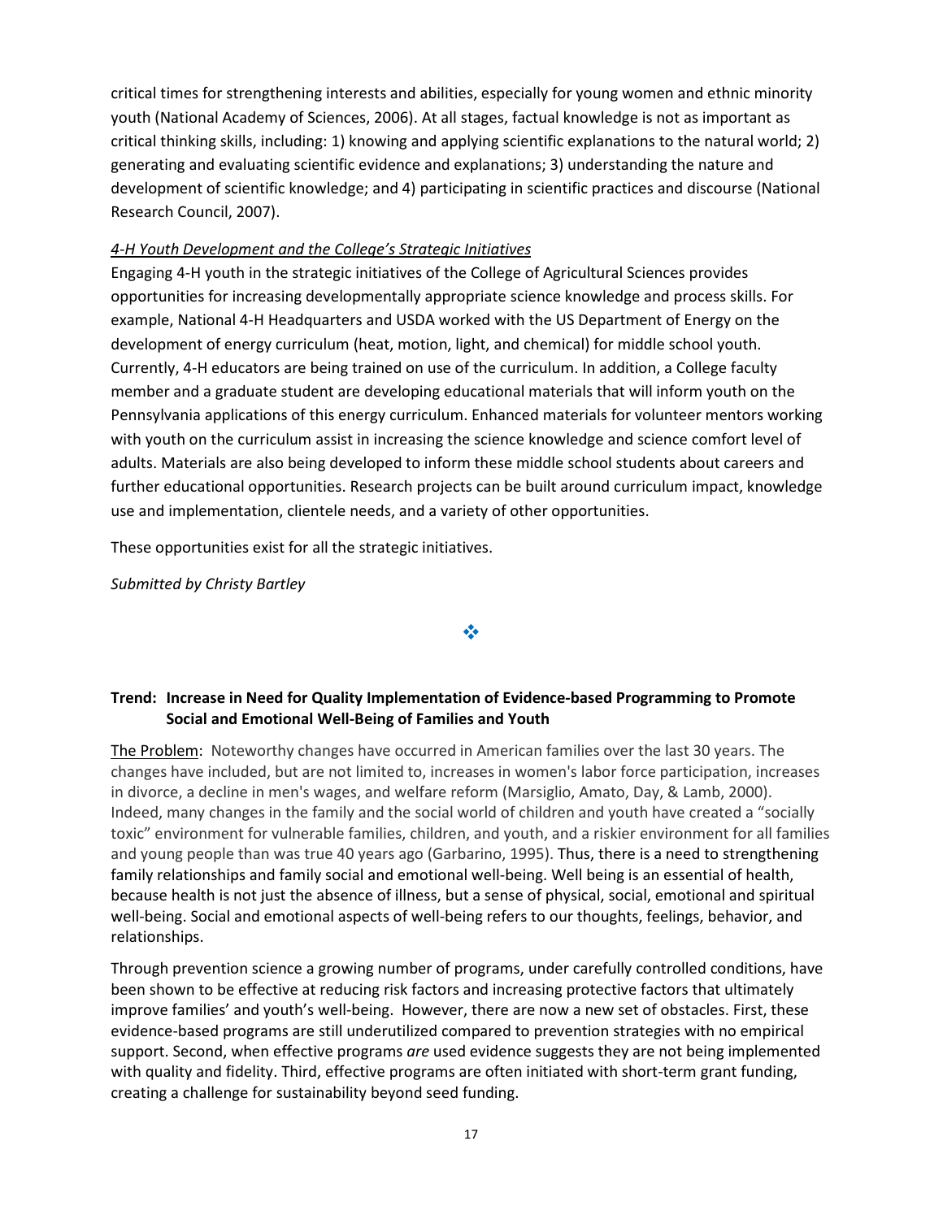critical times for strengthening interests and abilities, especially for young women and ethnic minority youth (National Academy of Sciences, 2006). At all stages, factual knowledge is not as important as critical thinking skills, including: 1) knowing and applying scientific explanations to the natural world; 2) generating and evaluating scientific evidence and explanations; 3) understanding the nature and development of scientific knowledge; and 4) participating in scientific practices and discourse (National Research Council, 2007).

*4-H Youth Development and the College's Strategic Initiatives*

Engaging 4-H youth in the strategic initiatives of the College of Agricultural Sciences provides opportunities for increasing developmentally appropriate science knowledge and process skills. For example, National 4-H Headquarters and USDA worked with the US Department of Energy on the development of energy curriculum (heat, motion, light, and chemical) for middle school youth. Currently, 4-H educators are being trained on use of the curriculum. In addition, a College faculty member and a graduate student are developing educational materials that will inform youth on the Pennsylvania applications of this energy curriculum. Enhanced materials for volunteer mentors working with youth on the curriculum assist in increasing the science knowledge and science comfort level of adults. Materials are also being developed to inform these middle school students about careers and further educational opportunities. Research projects can be built around curriculum impact, knowledge use and implementation, clientele needs, and a variety of other opportunities.

These opportunities exist for all the strategic initiatives.

*Submitted by Christy Bartley*

❖

### Trend: Increase in Need for Quality Implementation of Evidence-based Programming to Promote Social and Emotional Well-Being of Families and Youth

The Problem: Noteworthy changes have occurred in American families over the last 30 years. The changes have included, but are not limited to, increases in women's labor force participation, increases in divorce, a decline in men's wages, and welfare reform (Marsiglio, Amato, Day, & Lamb, 2000). Indeed, many changes in the family and the social world of children and youth have created a "socially toxic" environment for vulnerable families, children, and youth, and a riskier environment for all families and young people than was true 40 years ago (Garbarino, 1995). Thus, there is a need to strengthening family relationships and family social and emotional well-being. Well being is an essential of health, because health is not just the absence of illness, but a sense of physical, social, emotional and spiritual well-being. Social and emotional aspects of well-being refers to our thoughts, feelings, behavior, and relationships.

Through prevention science a growing number of programs, under carefully controlled conditions, have been shown to be effective at reducing risk factors and increasing protective factors that ultimately improve families' and youth's well-being. However, there are now a new set of obstacles. First, these evidence-based programs are still underutilized compared to prevention strategies with no empirical support. Second, when effective programs *are* used evidence suggests they are not being implemented with quality and fidelity. Third, effective programs are often initiated with short-term grant funding, creating a challenge for sustainability beyond seed funding.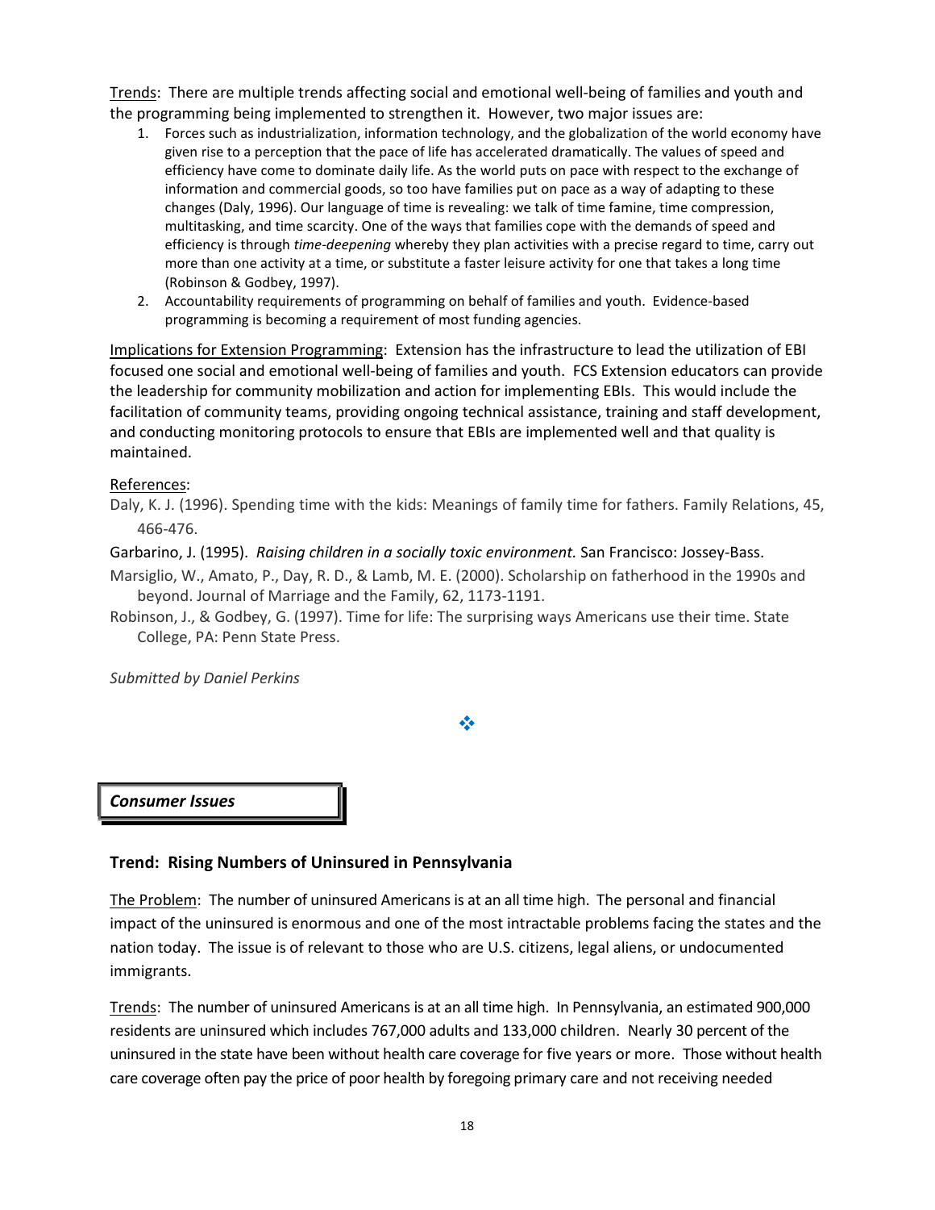Trends: There are multiple trends affecting social and emotional well-being of families and youth and the programming being implemented to strengthen it. However, two major issues are:

1. Forces such as industrialization, information technology, and the globalization of the world economy have given rise to a perception that the pace of life has accelerated dramatically. The values of speed and efficiency have come to dominate daily life. As the world puts on pace with respect to the exchange of information and commercial goods, so too have families put on pace as a way of adapting to these changes (Daly, 1996). Our language of time is revealing: we talk of time famine, time compression, multitasking, and time scarcity. One of the ways that families cope with the demands of speed and efficiency is through *time-deepening* whereby they plan activities with a precise regard to time, carry out more than one activity at a time, or substitute a faster leisure activity for one that takes a long time (Robinson & Godbey, 1997).
2. Accountability requirements of programming on behalf of families and youth. Evidence-based programming is becoming a requirement of most funding agencies.

Implications for Extension Programming: Extension has the infrastructure to lead the utilization of EBI focused one social and emotional well-being of families and youth. FCS Extension educators can provide the leadership for community mobilization and action for implementing EBIs. This would include the facilitation of community teams, providing ongoing technical assistance, training and staff development, and conducting monitoring protocols to ensure that EBIs are implemented well and that quality is maintained.

References:

Daly, K. J. (1996). Spending time with the kids: Meanings of family time for fathers. Family Relations, 45, 466-476.

Garbarino, J. (1995). *Raising children in a socially toxic environment.* San Francisco: Jossey-Bass.

Marsiglio, W., Amato, P., Day, R. D., & Lamb, M. E. (2000). Scholarship on fatherhood in the 1990s and beyond. Journal of Marriage and the Family, 62, 1173-1191.

Robinson, J., & Godbey, G. (1997). Time for life: The surprising ways Americans use their time. State College, PA: Penn State Press.

*Submitted by Daniel Perkins*

❖

## *Consumer Issues*

### Trend: Rising Numbers of Uninsured in Pennsylvania

The Problem: The number of uninsured Americans is at an all time high. The personal and financial impact of the uninsured is enormous and one of the most intractable problems facing the states and the nation today. The issue is of relevant to those who are U.S. citizens, legal aliens, or undocumented immigrants.

Trends: The number of uninsured Americans is at an all time high. In Pennsylvania, an estimated 900,000 residents are uninsured which includes 767,000 adults and 133,000 children. Nearly 30 percent of the uninsured in the state have been without health care coverage for five years or more. Those without health care coverage often pay the price of poor health by foregoing primary care and not receiving needed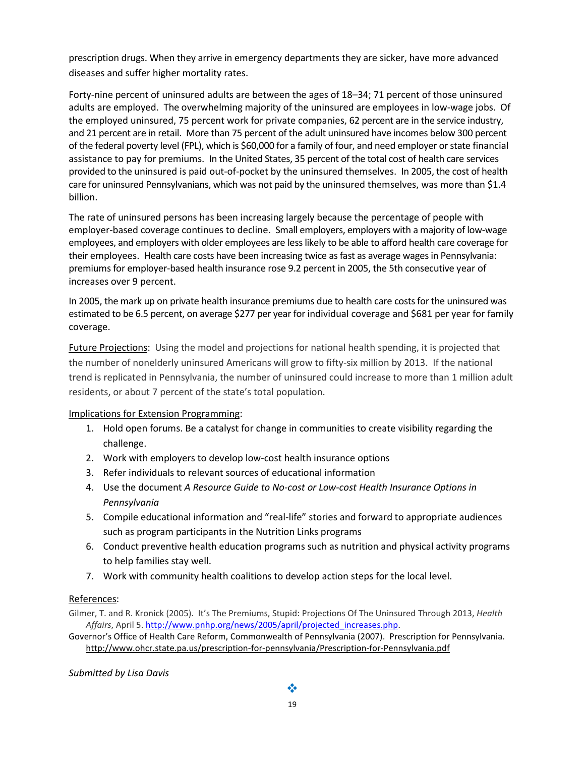prescription drugs. When they arrive in emergency departments they are sicker, have more advanced diseases and suffer higher mortality rates.

Forty-nine percent of uninsured adults are between the ages of 18–34; 71 percent of those uninsured adults are employed. The overwhelming majority of the uninsured are employees in low-wage jobs. Of the employed uninsured, 75 percent work for private companies, 62 percent are in the service industry, and 21 percent are in retail. More than 75 percent of the adult uninsured have incomes below 300 percent of the federal poverty level (FPL), which is $60,000 for a family of four, and need employer or state financial assistance to pay for premiums. In the United States, 35 percent of the total cost of health care services provided to the uninsured is paid out-of-pocket by the uninsured themselves. In 2005, the cost of health care for uninsured Pennsylvanians, which was not paid by the uninsured themselves, was more than $1.4 billion.

The rate of uninsured persons has been increasing largely because the percentage of people with employer-based coverage continues to decline. Small employers, employers with a majority of low-wage employees, and employers with older employees are less likely to be able to afford health care coverage for their employees. Health care costs have been increasing twice as fast as average wages in Pennsylvania: premiums for employer-based health insurance rose 9.2 percent in 2005, the 5th consecutive year of increases over 9 percent.

In 2005, the mark up on private health insurance premiums due to health care costs for the uninsured was estimated to be 6.5 percent, on average $277 per year for individual coverage and $681 per year for family coverage.

Future Projections: Using the model and projections for national health spending, it is projected that the number of nonelderly uninsured Americans will grow to fifty-six million by 2013. If the national trend is replicated in Pennsylvania, the number of uninsured could increase to more than 1 million adult residents, or about 7 percent of the state's total population.

Implications for Extension Programming:

1. Hold open forums. Be a catalyst for change in communities to create visibility regarding the challenge.
2. Work with employers to develop low-cost health insurance options
3. Refer individuals to relevant sources of educational information
4. Use the document *A Resource Guide to No-cost or Low-cost Health Insurance Options in Pennsylvania*
5. Compile educational information and "real-life" stories and forward to appropriate audiences such as program participants in the Nutrition Links programs
6. Conduct preventive health education programs such as nutrition and physical activity programs to help families stay well.
7. Work with community health coalitions to develop action steps for the local level.

References:

Gilmer, T. and R. Kronick (2005). It's The Premiums, Stupid: Projections Of The Uninsured Through 2013, *Health Affairs*, April 5. http://www.pnhp.org/news/2005/april/projected_increases.php.

Governor's Office of Health Care Reform, Commonwealth of Pennsylvania (2007). Prescription for Pennsylvania. http://www.ohcr.state.pa.us/prescription-for-pennsylvania/Prescription-for-Pennsylvania.pdf

*Submitted by Lisa Davis*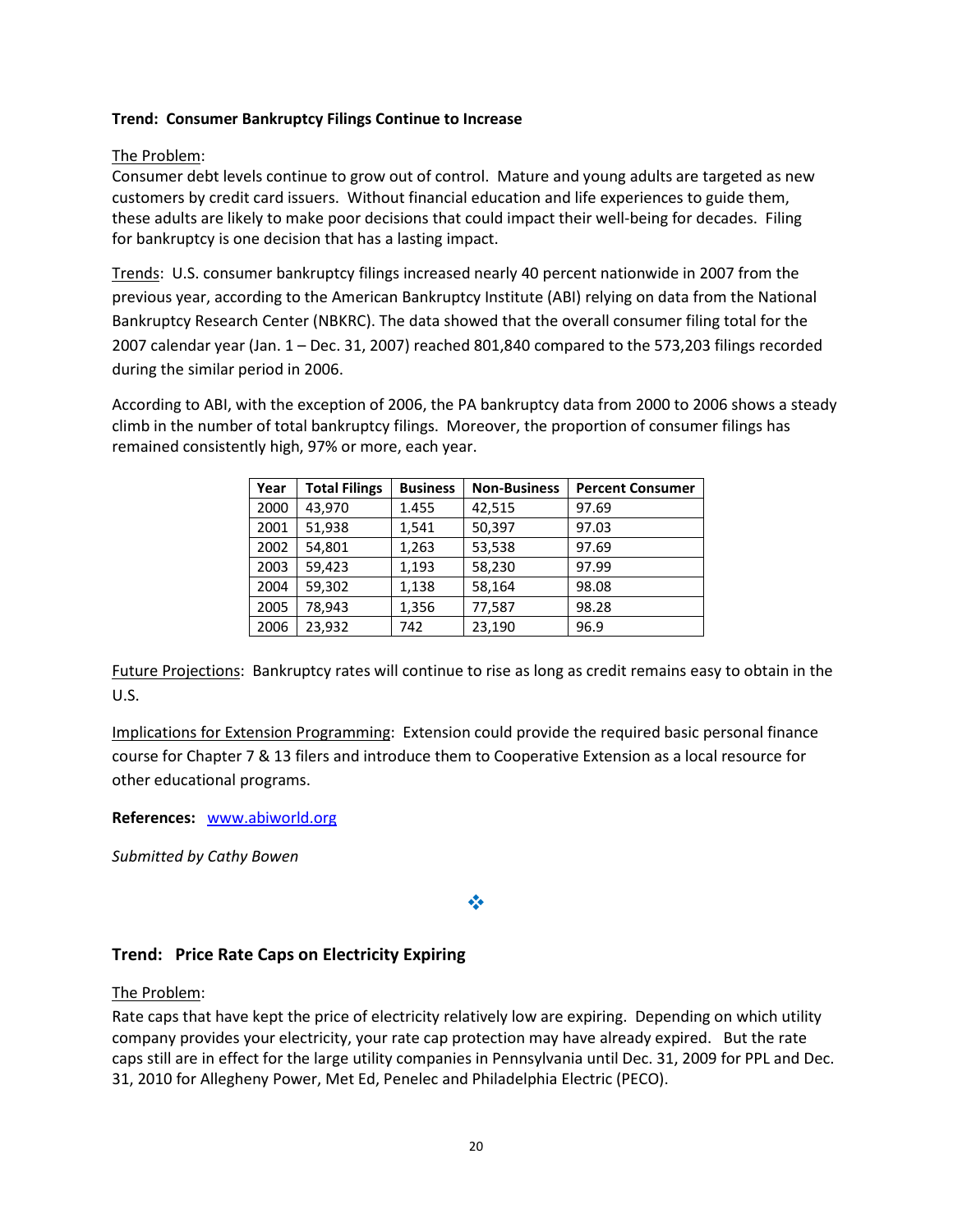**Trend: Consumer Bankruptcy Filings Continue to Increase**

The Problem:
Consumer debt levels continue to grow out of control. Mature and young adults are targeted as new customers by credit card issuers. Without financial education and life experiences to guide them, these adults are likely to make poor decisions that could impact their well-being for decades. Filing for bankruptcy is one decision that has a lasting impact.

Trends: U.S. consumer bankruptcy filings increased nearly 40 percent nationwide in 2007 from the previous year, according to the American Bankruptcy Institute (ABI) relying on data from the National Bankruptcy Research Center (NBKRC). The data showed that the overall consumer filing total for the 2007 calendar year (Jan. 1 – Dec. 31, 2007) reached 801,840 compared to the 573,203 filings recorded during the similar period in 2006.

According to ABI, with the exception of 2006, the PA bankruptcy data from 2000 to 2006 shows a steady climb in the number of total bankruptcy filings. Moreover, the proportion of consumer filings has remained consistently high, 97% or more, each year.

| Year | Total Filings | Business | Non-Business | Percent Consumer |
|---|---|---|---|---|
| 2000 | 43,970 | 1.455 | 42,515 | 97.69 |
| 2001 | 51,938 | 1,541 | 50,397 | 97.03 |
| 2002 | 54,801 | 1,263 | 53,538 | 97.69 |
| 2003 | 59,423 | 1,193 | 58,230 | 97.99 |
| 2004 | 59,302 | 1,138 | 58,164 | 98.08 |
| 2005 | 78,943 | 1,356 | 77,587 | 98.28 |
| 2006 | 23,932 | 742 | 23,190 | 96.9 |

Future Projections: Bankruptcy rates will continue to rise as long as credit remains easy to obtain in the U.S.

Implications for Extension Programming: Extension could provide the required basic personal finance course for Chapter 7 & 13 filers and introduce them to Cooperative Extension as a local resource for other educational programs.

**References:** www.abiworld.org

*Submitted by Cathy Bowen*

❖

## Trend: Price Rate Caps on Electricity Expiring

The Problem:
Rate caps that have kept the price of electricity relatively low are expiring. Depending on which utility company provides your electricity, your rate cap protection may have already expired. But the rate caps still are in effect for the large utility companies in Pennsylvania until Dec. 31, 2009 for PPL and Dec. 31, 2010 for Allegheny Power, Met Ed, Penelec and Philadelphia Electric (PECO).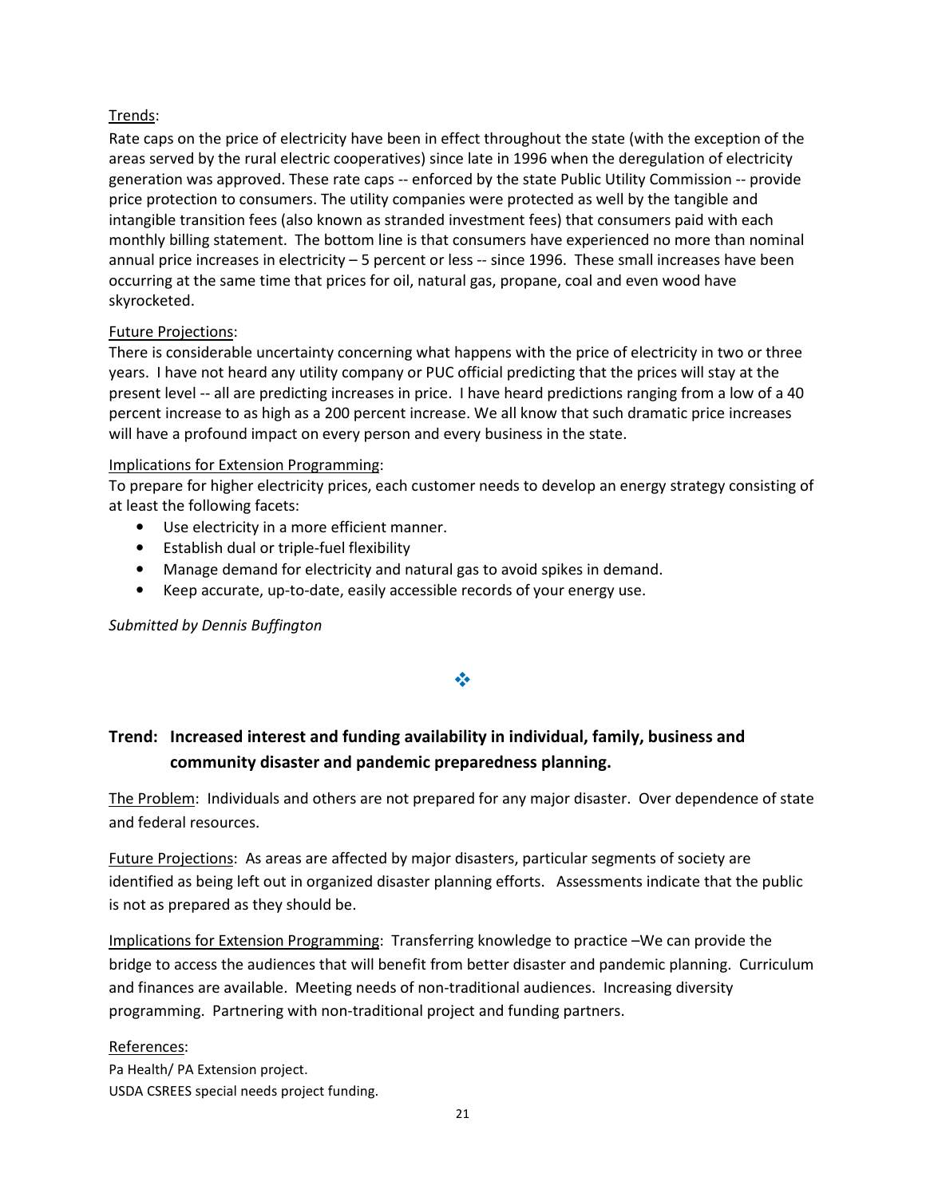Trends:

Rate caps on the price of electricity have been in effect throughout the state (with the exception of the areas served by the rural electric cooperatives) since late in 1996 when the deregulation of electricity generation was approved. These rate caps -- enforced by the state Public Utility Commission -- provide price protection to consumers. The utility companies were protected as well by the tangible and intangible transition fees (also known as stranded investment fees) that consumers paid with each monthly billing statement. The bottom line is that consumers have experienced no more than nominal annual price increases in electricity – 5 percent or less -- since 1996. These small increases have been occurring at the same time that prices for oil, natural gas, propane, coal and even wood have skyrocketed.

Future Projections:

There is considerable uncertainty concerning what happens with the price of electricity in two or three years. I have not heard any utility company or PUC official predicting that the prices will stay at the present level -- all are predicting increases in price. I have heard predictions ranging from a low of a 40 percent increase to as high as a 200 percent increase. We all know that such dramatic price increases will have a profound impact on every person and every business in the state.

Implications for Extension Programming:

To prepare for higher electricity prices, each customer needs to develop an energy strategy consisting of at least the following facets:

- Use electricity in a more efficient manner.
- Establish dual or triple-fuel flexibility
- Manage demand for electricity and natural gas to avoid spikes in demand.
- Keep accurate, up-to-date, easily accessible records of your energy use.

*Submitted by Dennis Buffington*

❖

## Trend: Increased interest and funding availability in individual, family, business and community disaster and pandemic preparedness planning.

The Problem: Individuals and others are not prepared for any major disaster. Over dependence of state and federal resources.

Future Projections: As areas are affected by major disasters, particular segments of society are identified as being left out in organized disaster planning efforts. Assessments indicate that the public is not as prepared as they should be.

Implications for Extension Programming: Transferring knowledge to practice –We can provide the bridge to access the audiences that will benefit from better disaster and pandemic planning. Curriculum and finances are available. Meeting needs of non-traditional audiences. Increasing diversity programming. Partnering with non-traditional project and funding partners.

References:

Pa Health/ PA Extension project.

USDA CSREES special needs project funding.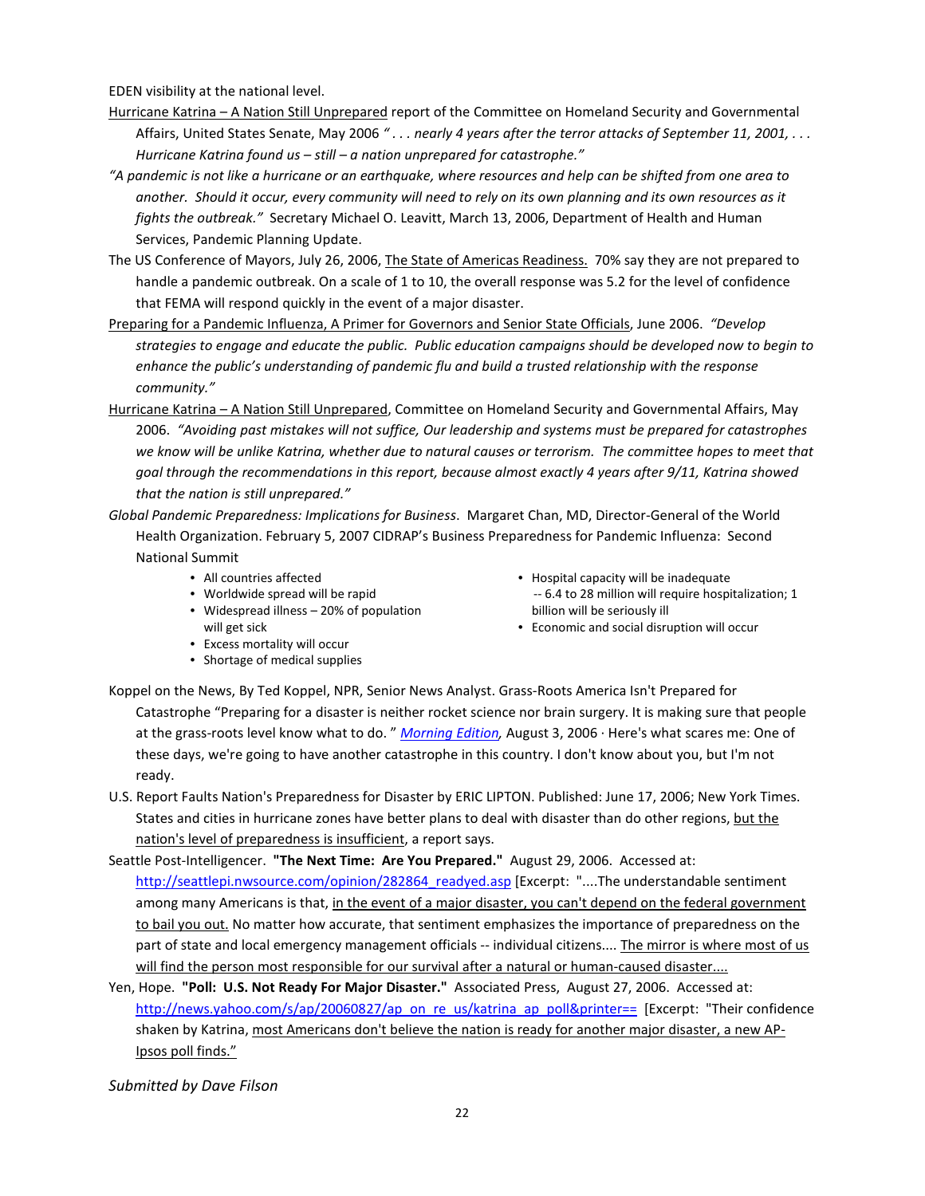EDEN visibility at the national level.

<u>Hurricane Katrina – A Nation Still Unprepared</u> report of the Committee on Homeland Security and Governmental Affairs, United States Senate, May 2006 *" . . . nearly 4 years after the terror attacks of September 11, 2001, . . . Hurricane Katrina found us – still – a nation unprepared for catastrophe."*

*"A pandemic is not like a hurricane or an earthquake, where resources and help can be shifted from one area to another. Should it occur, every community will need to rely on its own planning and its own resources as it fights the outbreak."* Secretary Michael O. Leavitt, March 13, 2006, Department of Health and Human Services, Pandemic Planning Update.

The US Conference of Mayors, July 26, 2006, <u>The State of Americas Readiness.</u> 70% say they are not prepared to handle a pandemic outbreak. On a scale of 1 to 10, the overall response was 5.2 for the level of confidence that FEMA will respond quickly in the event of a major disaster.

<u>Preparing for a Pandemic Influenza, A Primer for Governors and Senior State Officials</u>, June 2006. *"Develop strategies to engage and educate the public. Public education campaigns should be developed now to begin to enhance the public's understanding of pandemic flu and build a trusted relationship with the response community."*

<u>Hurricane Katrina – A Nation Still Unprepared</u>, Committee on Homeland Security and Governmental Affairs, May 2006. *"Avoiding past mistakes will not suffice, Our leadership and systems must be prepared for catastrophes we know will be unlike Katrina, whether due to natural causes or terrorism. The committee hopes to meet that goal through the recommendations in this report, because almost exactly 4 years after 9/11, Katrina showed that the nation is still unprepared."*

*Global Pandemic Preparedness: Implications for Business*. Margaret Chan, MD, Director-General of the World Health Organization. February 5, 2007 CIDRAP's Business Preparedness for Pandemic Influenza: Second National Summit

- All countries affected
- Worldwide spread will be rapid
- Widespread illness – 20% of population will get sick
- Excess mortality will occur
- Shortage of medical supplies
- Hospital capacity will be inadequate
  -- 6.4 to 28 million will require hospitalization; 1 billion will be seriously ill
- Economic and social disruption will occur

Koppel on the News, By Ted Koppel, NPR, Senior News Analyst. Grass-Roots America Isn't Prepared for Catastrophe "Preparing for a disaster is neither rocket science nor brain surgery. It is making sure that people at the grass-roots level know what to do. " *[Morning Edition](#)*, August 3, 2006 · Here's what scares me: One of these days, we're going to have another catastrophe in this country. I don't know about you, but I'm not ready.

U.S. Report Faults Nation's Preparedness for Disaster by ERIC LIPTON. Published: June 17, 2006; New York Times. States and cities in hurricane zones have better plans to deal with disaster than do other regions, <u>but the nation's level of preparedness is insufficient</u>, a report says.

Seattle Post-Intelligencer. **"The Next Time: Are You Prepared."** August 29, 2006. Accessed at: http://seattlepi.nwsource.com/opinion/282864_readyed.asp [Excerpt: "....The understandable sentiment among many Americans is that, <u>in the event of a major disaster, you can't depend on the federal government to bail you out.</u> No matter how accurate, that sentiment emphasizes the importance of preparedness on the part of state and local emergency management officials -- individual citizens.... <u>The mirror is where most of us will find the person most responsible for our survival after a natural or human-caused disaster....</u>

Yen, Hope. **"Poll: U.S. Not Ready For Major Disaster."** Associated Press, August 27, 2006. Accessed at: http://news.yahoo.com/s/ap/20060827/ap_on_re_us/katrina_ap_poll&printer== [Excerpt: "Their confidence shaken by Katrina, <u>most Americans don't believe the nation is ready for another major disaster, a new AP-Ipsos poll finds."</u>

*Submitted by Dave Filson*